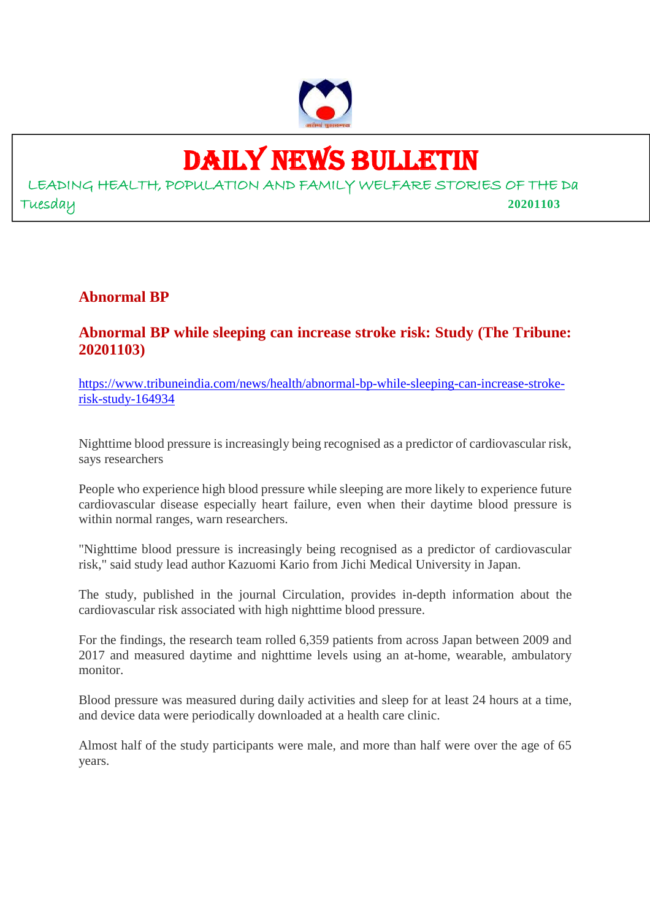# DAILY NEWS BULLETIN

LEADING HEALTH, POPULATION AND FAMILY WELFARE STORIES OF THE Da

Tuesday 20201103

## Abnormal BP

### Abnormal BP while sleeping can increase stroke risk: Study (The Tribune: 20201103)

https://www.tribuneindia.com/news/health/abnormal-bp-while-sleeping-can-increase-stroke-risk-study-164934

Nighttime blood pressure is increasingly being recognised as a predictor of cardiovascular risk, says researchers

People who experience high blood pressure while sleeping are more likely to experience future cardiovascular disease especially heart failure, even when their daytime blood pressure is within normal ranges, warn researchers.

"Nighttime blood pressure is increasingly being recognised as a predictor of cardiovascular risk," said study lead author Kazuomi Kario from Jichi Medical University in Japan.

The study, published in the journal Circulation, provides in-depth information about the cardiovascular risk associated with high nighttime blood pressure.

For the findings, the research team rolled 6,359 patients from across Japan between 2009 and 2017 and measured daytime and nighttime levels using an at-home, wearable, ambulatory monitor.

Blood pressure was measured during daily activities and sleep for at least 24 hours at a time, and device data were periodically downloaded at a health care clinic.

Almost half of the study participants were male, and more than half were over the age of 65 years.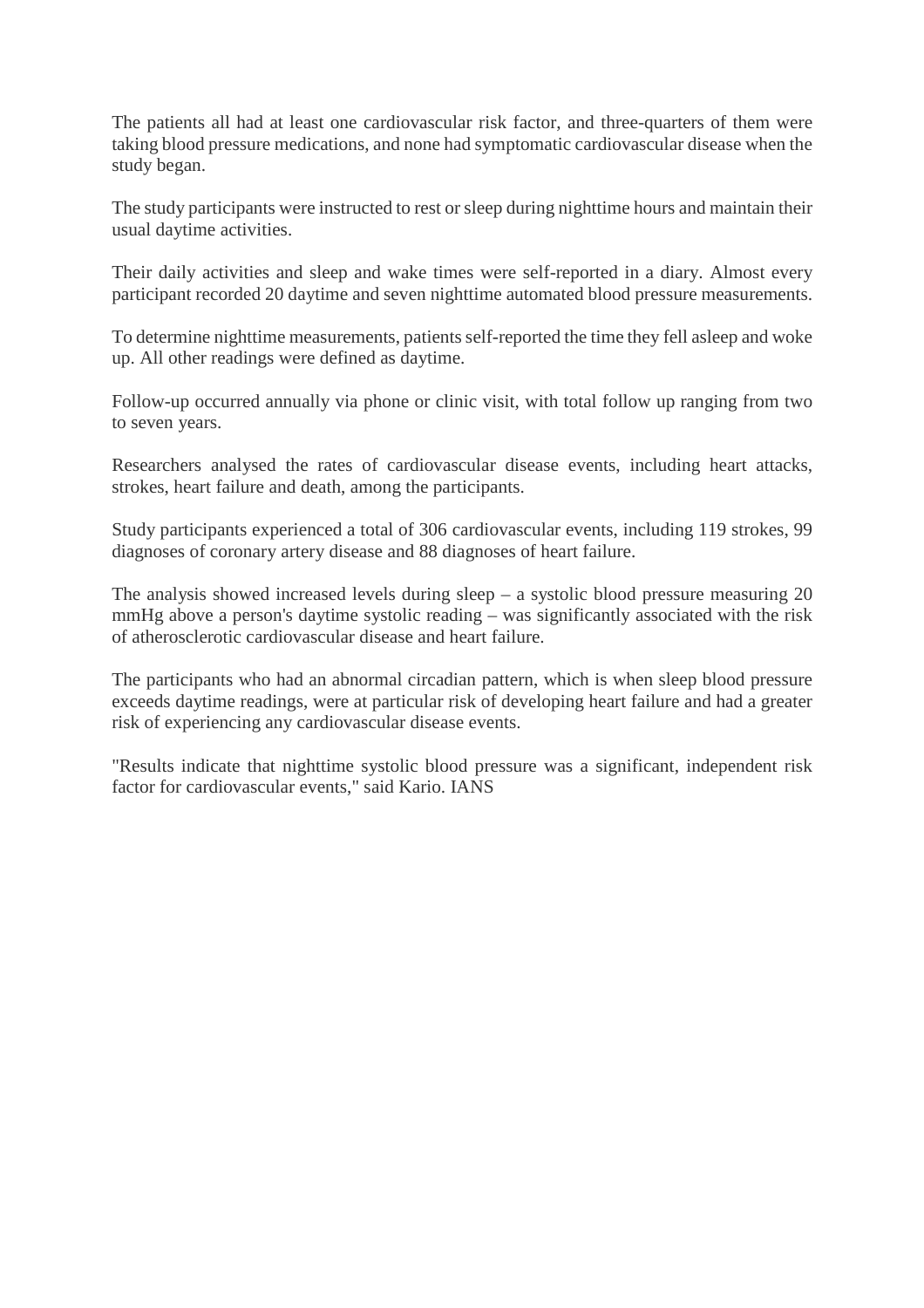The patients all had at least one cardiovascular risk factor, and three-quarters of them were taking blood pressure medications, and none had symptomatic cardiovascular disease when the study began.

The study participants were instructed to rest or sleep during nighttime hours and maintain their usual daytime activities.

Their daily activities and sleep and wake times were self-reported in a diary. Almost every participant recorded 20 daytime and seven nighttime automated blood pressure measurements.

To determine nighttime measurements, patients self-reported the time they fell asleep and woke up. All other readings were defined as daytime.

Follow-up occurred annually via phone or clinic visit, with total follow up ranging from two to seven years.

Researchers analysed the rates of cardiovascular disease events, including heart attacks, strokes, heart failure and death, among the participants.

Study participants experienced a total of 306 cardiovascular events, including 119 strokes, 99 diagnoses of coronary artery disease and 88 diagnoses of heart failure.

The analysis showed increased levels during sleep – a systolic blood pressure measuring 20 mmHg above a person's daytime systolic reading – was significantly associated with the risk of atherosclerotic cardiovascular disease and heart failure.

The participants who had an abnormal circadian pattern, which is when sleep blood pressure exceeds daytime readings, were at particular risk of developing heart failure and had a greater risk of experiencing any cardiovascular disease events.

"Results indicate that nighttime systolic blood pressure was a significant, independent risk factor for cardiovascular events," said Kario. IANS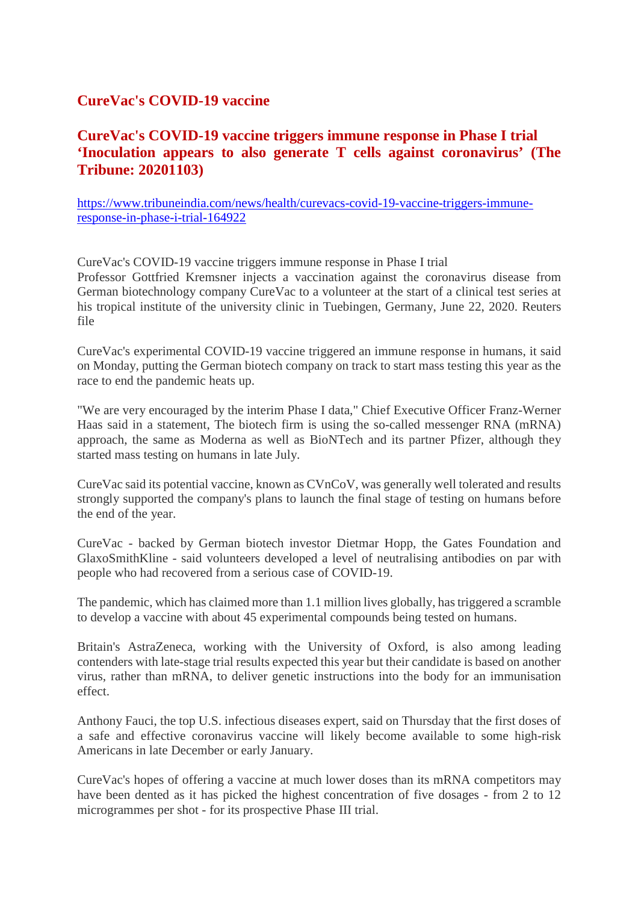# CureVac's COVID-19 vaccine

## CureVac's COVID-19 vaccine triggers immune response in Phase I trial 'Inoculation appears to also generate T cells against coronavirus' (The Tribune: 20201103)

https://www.tribuneindia.com/news/health/curevacs-covid-19-vaccine-triggers-immune-response-in-phase-i-trial-164922

CureVac's COVID-19 vaccine triggers immune response in Phase I trial
Professor Gottfried Kremsner injects a vaccination against the coronavirus disease from German biotechnology company CureVac to a volunteer at the start of a clinical test series at his tropical institute of the university clinic in Tuebingen, Germany, June 22, 2020. Reuters file

CureVac's experimental COVID-19 vaccine triggered an immune response in humans, it said on Monday, putting the German biotech company on track to start mass testing this year as the race to end the pandemic heats up.

"We are very encouraged by the interim Phase I data," Chief Executive Officer Franz-Werner Haas said in a statement, The biotech firm is using the so-called messenger RNA (mRNA) approach, the same as Moderna as well as BioNTech and its partner Pfizer, although they started mass testing on humans in late July.

CureVac said its potential vaccine, known as CVnCoV, was generally well tolerated and results strongly supported the company's plans to launch the final stage of testing on humans before the end of the year.

CureVac - backed by German biotech investor Dietmar Hopp, the Gates Foundation and GlaxoSmithKline - said volunteers developed a level of neutralising antibodies on par with people who had recovered from a serious case of COVID-19.

The pandemic, which has claimed more than 1.1 million lives globally, has triggered a scramble to develop a vaccine with about 45 experimental compounds being tested on humans.

Britain's AstraZeneca, working with the University of Oxford, is also among leading contenders with late-stage trial results expected this year but their candidate is based on another virus, rather than mRNA, to deliver genetic instructions into the body for an immunisation effect.

Anthony Fauci, the top U.S. infectious diseases expert, said on Thursday that the first doses of a safe and effective coronavirus vaccine will likely become available to some high-risk Americans in late December or early January.

CureVac's hopes of offering a vaccine at much lower doses than its mRNA competitors may have been dented as it has picked the highest concentration of five dosages - from 2 to 12 microgrammes per shot - for its prospective Phase III trial.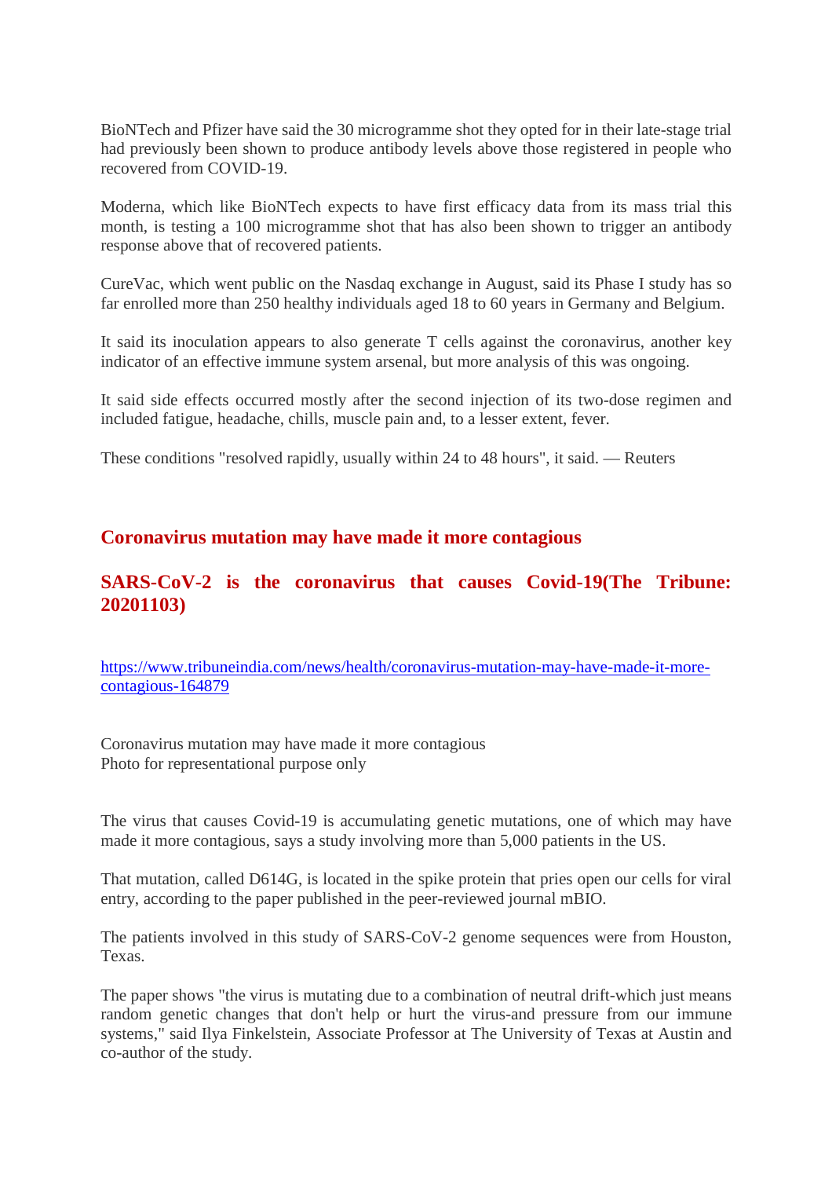BioNTech and Pfizer have said the 30 microgramme shot they opted for in their late-stage trial had previously been shown to produce antibody levels above those registered in people who recovered from COVID-19.

Moderna, which like BioNTech expects to have first efficacy data from its mass trial this month, is testing a 100 microgramme shot that has also been shown to trigger an antibody response above that of recovered patients.

CureVac, which went public on the Nasdaq exchange in August, said its Phase I study has so far enrolled more than 250 healthy individuals aged 18 to 60 years in Germany and Belgium.

It said its inoculation appears to also generate T cells against the coronavirus, another key indicator of an effective immune system arsenal, but more analysis of this was ongoing.

It said side effects occurred mostly after the second injection of its two-dose regimen and included fatigue, headache, chills, muscle pain and, to a lesser extent, fever.

These conditions "resolved rapidly, usually within 24 to 48 hours", it said. — Reuters

## Coronavirus mutation may have made it more contagious

## SARS-CoV-2 is the coronavirus that causes Covid-19(The Tribune: 20201103)

https://www.tribuneindia.com/news/health/coronavirus-mutation-may-have-made-it-more-contagious-164879

Coronavirus mutation may have made it more contagious
Photo for representational purpose only

The virus that causes Covid-19 is accumulating genetic mutations, one of which may have made it more contagious, says a study involving more than 5,000 patients in the US.

That mutation, called D614G, is located in the spike protein that pries open our cells for viral entry, according to the paper published in the peer-reviewed journal mBIO.

The patients involved in this study of SARS-CoV-2 genome sequences were from Houston, Texas.

The paper shows "the virus is mutating due to a combination of neutral drift-which just means random genetic changes that don't help or hurt the virus-and pressure from our immune systems," said Ilya Finkelstein, Associate Professor at The University of Texas at Austin and co-author of the study.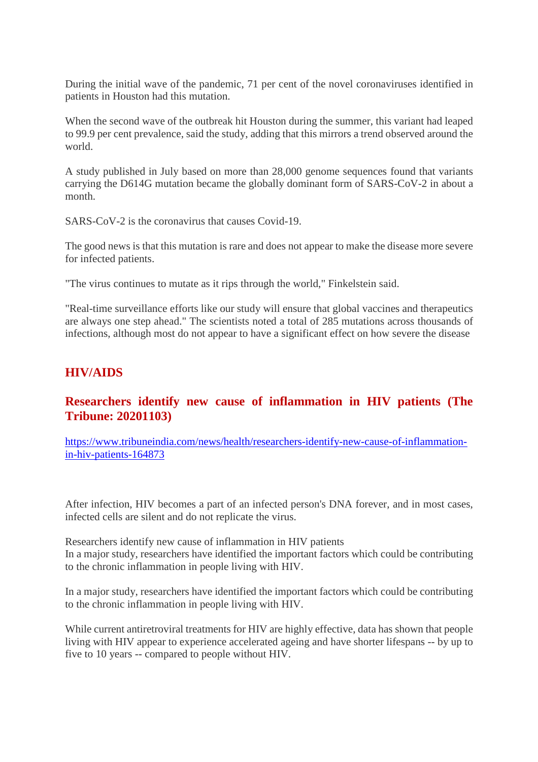During the initial wave of the pandemic, 71 per cent of the novel coronaviruses identified in patients in Houston had this mutation.

When the second wave of the outbreak hit Houston during the summer, this variant had leaped to 99.9 per cent prevalence, said the study, adding that this mirrors a trend observed around the world.

A study published in July based on more than 28,000 genome sequences found that variants carrying the D614G mutation became the globally dominant form of SARS-CoV-2 in about a month.

SARS-CoV-2 is the coronavirus that causes Covid-19.

The good news is that this mutation is rare and does not appear to make the disease more severe for infected patients.

"The virus continues to mutate as it rips through the world," Finkelstein said.

"Real-time surveillance efforts like our study will ensure that global vaccines and therapeutics are always one step ahead." The scientists noted a total of 285 mutations across thousands of infections, although most do not appear to have a significant effect on how severe the disease

## HIV/AIDS

### Researchers identify new cause of inflammation in HIV patients (The Tribune: 20201103)

https://www.tribuneindia.com/news/health/researchers-identify-new-cause-of-inflammation-in-hiv-patients-164873

After infection, HIV becomes a part of an infected person's DNA forever, and in most cases, infected cells are silent and do not replicate the virus.

Researchers identify new cause of inflammation in HIV patients
In a major study, researchers have identified the important factors which could be contributing to the chronic inflammation in people living with HIV.

In a major study, researchers have identified the important factors which could be contributing to the chronic inflammation in people living with HIV.

While current antiretroviral treatments for HIV are highly effective, data has shown that people living with HIV appear to experience accelerated ageing and have shorter lifespans -- by up to five to 10 years -- compared to people without HIV.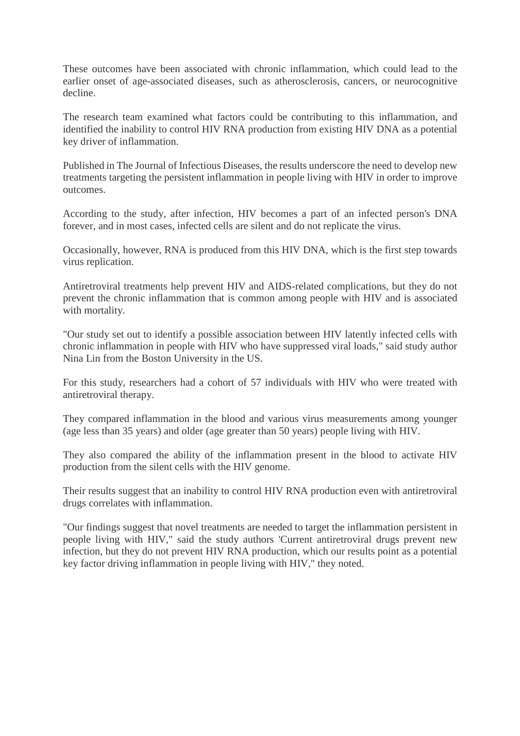These outcomes have been associated with chronic inflammation, which could lead to the earlier onset of age-associated diseases, such as atherosclerosis, cancers, or neurocognitive decline.

The research team examined what factors could be contributing to this inflammation, and identified the inability to control HIV RNA production from existing HIV DNA as a potential key driver of inflammation.

Published in The Journal of Infectious Diseases, the results underscore the need to develop new treatments targeting the persistent inflammation in people living with HIV in order to improve outcomes.

According to the study, after infection, HIV becomes a part of an infected person's DNA forever, and in most cases, infected cells are silent and do not replicate the virus.

Occasionally, however, RNA is produced from this HIV DNA, which is the first step towards virus replication.

Antiretroviral treatments help prevent HIV and AIDS-related complications, but they do not prevent the chronic inflammation that is common among people with HIV and is associated with mortality.

"Our study set out to identify a possible association between HIV latently infected cells with chronic inflammation in people with HIV who have suppressed viral loads," said study author Nina Lin from the Boston University in the US.

For this study, researchers had a cohort of 57 individuals with HIV who were treated with antiretroviral therapy.

They compared inflammation in the blood and various virus measurements among younger (age less than 35 years) and older (age greater than 50 years) people living with HIV.

They also compared the ability of the inflammation present in the blood to activate HIV production from the silent cells with the HIV genome.

Their results suggest that an inability to control HIV RNA production even with antiretroviral drugs correlates with inflammation.

"Our findings suggest that novel treatments are needed to target the inflammation persistent in people living with HIV," said the study authors 'Current antiretroviral drugs prevent new infection, but they do not prevent HIV RNA production, which our results point as a potential key factor driving inflammation in people living with HIV," they noted.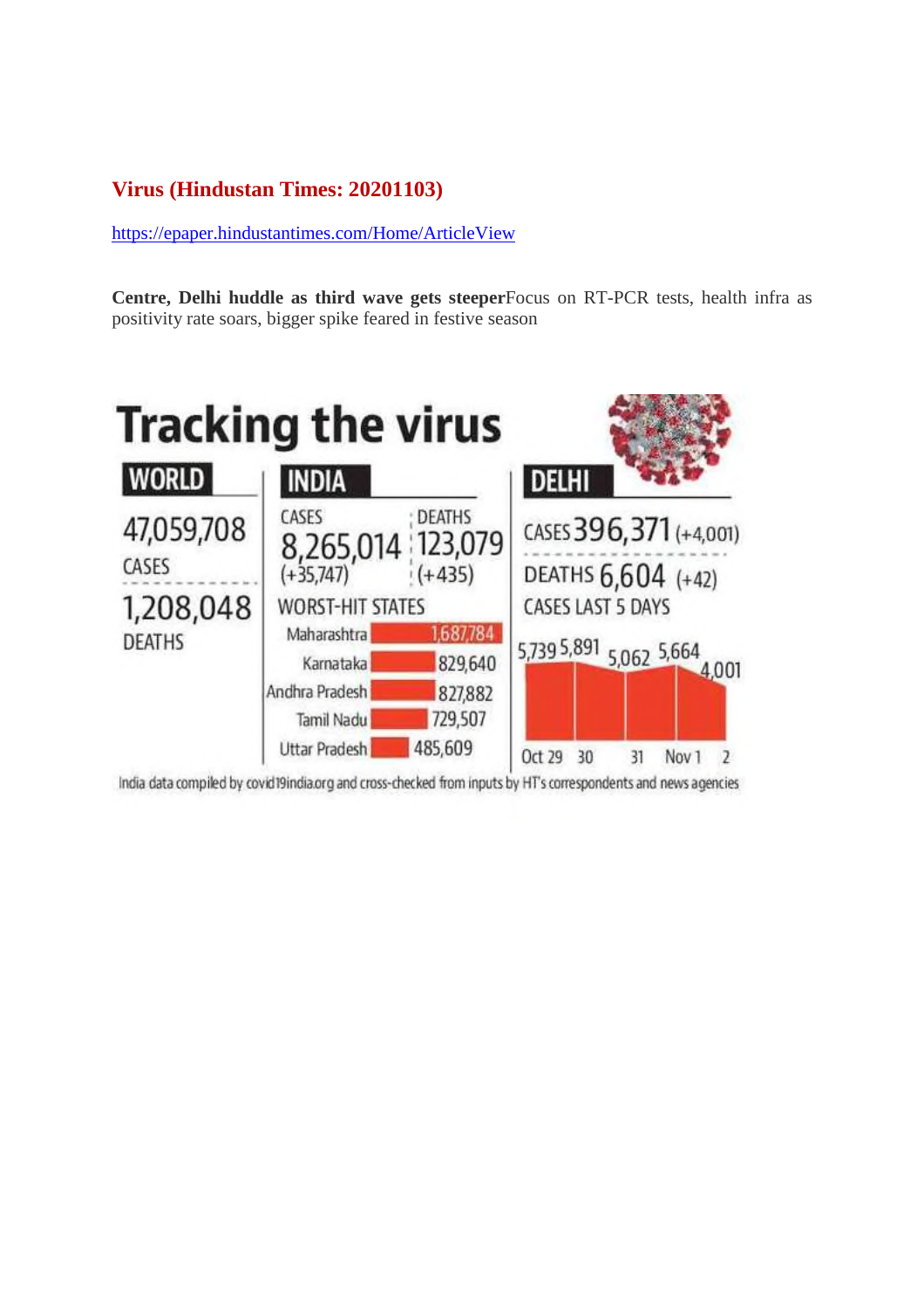## Virus (Hindustan Times: 20201103)

https://epaper.hindustantimes.com/Home/ArticleView

**Centre, Delhi huddle as third wave gets steeper**Focus on RT-PCR tests, health infra as positivity rate soars, bigger spike feared in festive season

# Tracking the virus

**WORLD**

47,059,708 CASES

1,208,048 DEATHS

**INDIA**

| CASES | DEATHS |
|---|---|
| 8,265,014 (+35,747) | 123,079 (+435) |

WORST-HIT STATES

| State | Cases |
|---|---|
| Maharashtra | 1,687,784 |
| Karnataka | 829,640 |
| Andhra Pradesh | 827,882 |
| Tamil Nadu | 729,507 |
| Uttar Pradesh | 485,609 |

**DELHI**

CASES 396,371 (+4,001)

DEATHS 6,604 (+42)

CASES LAST 5 DAYS

| Oct 29 | 30 | 31 | Nov 1 | 2 |
|---|---|---|---|---|
| 5,739 | 5,891 | 5,062 | 5,664 | 4,001 |

India data compiled by covid19india.org and cross-checked from inputs by HT's correspondents and news agencies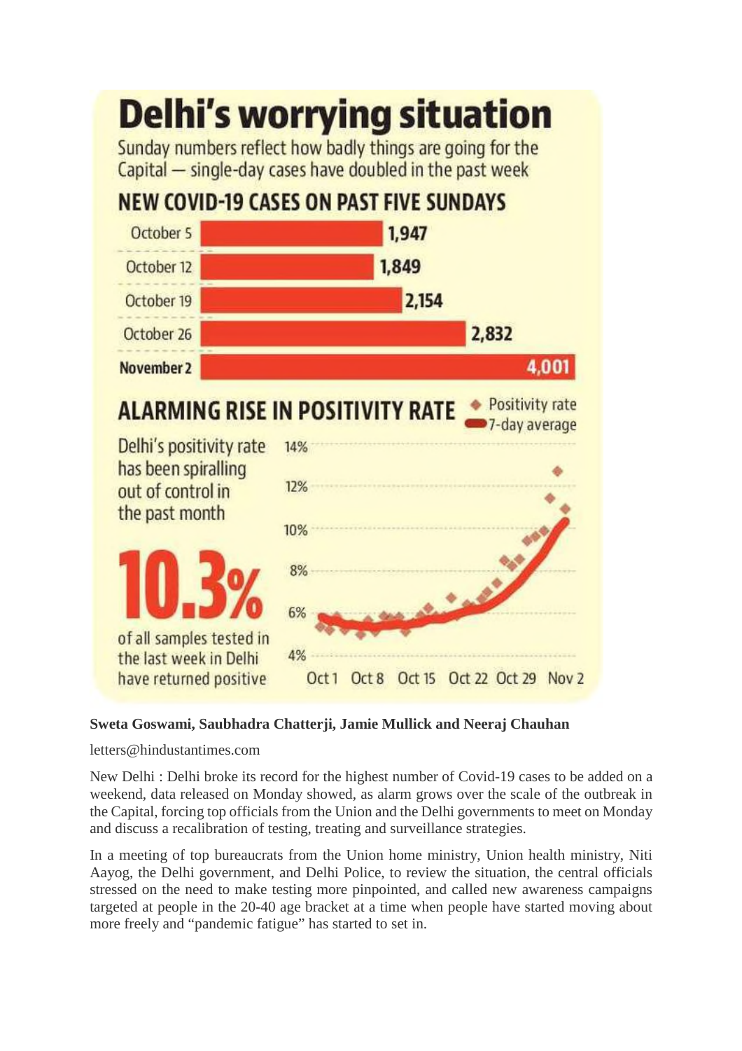# Delhi's worrying situation

Sunday numbers reflect how badly things are going for the Capital — single-day cases have doubled in the past week

## NEW COVID-19 CASES ON PAST FIVE SUNDAYS

| Date | Cases |
|---|---|
| October 5 | 1,947 |
| October 12 | 1,849 |
| October 19 | 2,154 |
| October 26 | 2,832 |
| **November 2** | **4,001** |

## ALARMING RISE IN POSITIVITY RATE

◆ Positivity rate
▬ 7-day average

Delhi's positivity rate has been spiralling out of control in the past month

**10.3%** of all samples tested in the last week in Delhi have returned positive

14% 12% 10% 8% 6% 4%

Oct 1 Oct 8 Oct 15 Oct 22 Oct 29 Nov 2

**Sweta Goswami, Saubhadra Chatterji, Jamie Mullick and Neeraj Chauhan**

letters@hindustantimes.com

New Delhi : Delhi broke its record for the highest number of Covid-19 cases to be added on a weekend, data released on Monday showed, as alarm grows over the scale of the outbreak in the Capital, forcing top officials from the Union and the Delhi governments to meet on Monday and discuss a recalibration of testing, treating and surveillance strategies.

In a meeting of top bureaucrats from the Union home ministry, Union health ministry, Niti Aayog, the Delhi government, and Delhi Police, to review the situation, the central officials stressed on the need to make testing more pinpointed, and called new awareness campaigns targeted at people in the 20-40 age bracket at a time when people have started moving about more freely and "pandemic fatigue" has started to set in.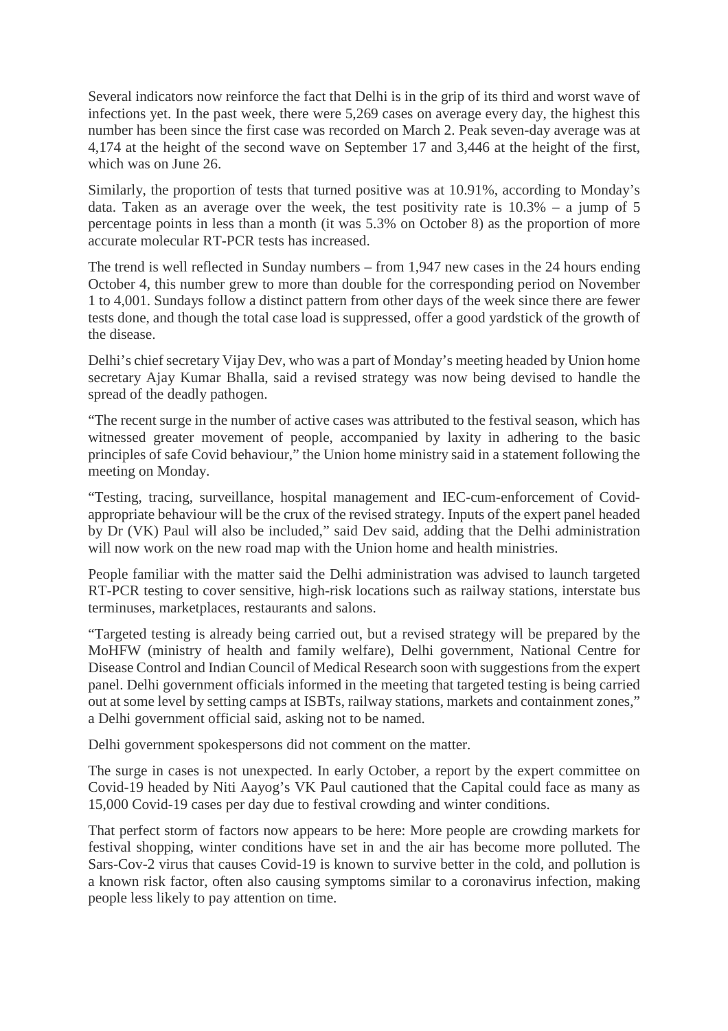Several indicators now reinforce the fact that Delhi is in the grip of its third and worst wave of infections yet. In the past week, there were 5,269 cases on average every day, the highest this number has been since the first case was recorded on March 2. Peak seven-day average was at 4,174 at the height of the second wave on September 17 and 3,446 at the height of the first, which was on June 26.

Similarly, the proportion of tests that turned positive was at 10.91%, according to Monday's data. Taken as an average over the week, the test positivity rate is 10.3% – a jump of 5 percentage points in less than a month (it was 5.3% on October 8) as the proportion of more accurate molecular RT-PCR tests has increased.

The trend is well reflected in Sunday numbers – from 1,947 new cases in the 24 hours ending October 4, this number grew to more than double for the corresponding period on November 1 to 4,001. Sundays follow a distinct pattern from other days of the week since there are fewer tests done, and though the total case load is suppressed, offer a good yardstick of the growth of the disease.

Delhi's chief secretary Vijay Dev, who was a part of Monday's meeting headed by Union home secretary Ajay Kumar Bhalla, said a revised strategy was now being devised to handle the spread of the deadly pathogen.

"The recent surge in the number of active cases was attributed to the festival season, which has witnessed greater movement of people, accompanied by laxity in adhering to the basic principles of safe Covid behaviour," the Union home ministry said in a statement following the meeting on Monday.

"Testing, tracing, surveillance, hospital management and IEC-cum-enforcement of Covid-appropriate behaviour will be the crux of the revised strategy. Inputs of the expert panel headed by Dr (VK) Paul will also be included," said Dev said, adding that the Delhi administration will now work on the new road map with the Union home and health ministries.

People familiar with the matter said the Delhi administration was advised to launch targeted RT-PCR testing to cover sensitive, high-risk locations such as railway stations, interstate bus terminuses, marketplaces, restaurants and salons.

"Targeted testing is already being carried out, but a revised strategy will be prepared by the MoHFW (ministry of health and family welfare), Delhi government, National Centre for Disease Control and Indian Council of Medical Research soon with suggestions from the expert panel. Delhi government officials informed in the meeting that targeted testing is being carried out at some level by setting camps at ISBTs, railway stations, markets and containment zones," a Delhi government official said, asking not to be named.

Delhi government spokespersons did not comment on the matter.

The surge in cases is not unexpected. In early October, a report by the expert committee on Covid-19 headed by Niti Aayog's VK Paul cautioned that the Capital could face as many as 15,000 Covid-19 cases per day due to festival crowding and winter conditions.

That perfect storm of factors now appears to be here: More people are crowding markets for festival shopping, winter conditions have set in and the air has become more polluted. The Sars-Cov-2 virus that causes Covid-19 is known to survive better in the cold, and pollution is a known risk factor, often also causing symptoms similar to a coronavirus infection, making people less likely to pay attention on time.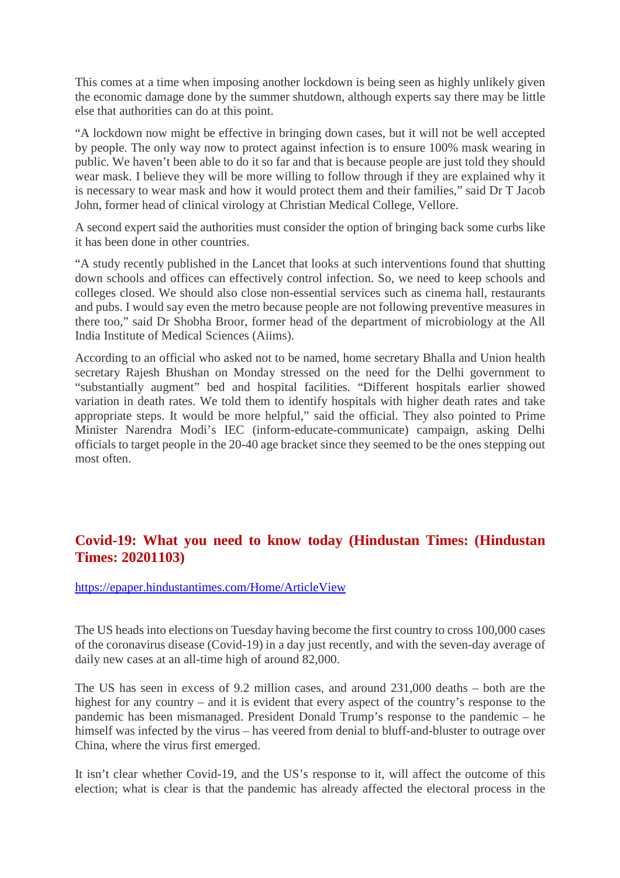This comes at a time when imposing another lockdown is being seen as highly unlikely given the economic damage done by the summer shutdown, although experts say there may be little else that authorities can do at this point.

"A lockdown now might be effective in bringing down cases, but it will not be well accepted by people. The only way now to protect against infection is to ensure 100% mask wearing in public. We haven't been able to do it so far and that is because people are just told they should wear mask. I believe they will be more willing to follow through if they are explained why it is necessary to wear mask and how it would protect them and their families," said Dr T Jacob John, former head of clinical virology at Christian Medical College, Vellore.

A second expert said the authorities must consider the option of bringing back some curbs like it has been done in other countries.

"A study recently published in the Lancet that looks at such interventions found that shutting down schools and offices can effectively control infection. So, we need to keep schools and colleges closed. We should also close non-essential services such as cinema hall, restaurants and pubs. I would say even the metro because people are not following preventive measures in there too," said Dr Shobha Broor, former head of the department of microbiology at the All India Institute of Medical Sciences (Aiims).

According to an official who asked not to be named, home secretary Bhalla and Union health secretary Rajesh Bhushan on Monday stressed on the need for the Delhi government to "substantially augment" bed and hospital facilities. "Different hospitals earlier showed variation in death rates. We told them to identify hospitals with higher death rates and take appropriate steps. It would be more helpful," said the official. They also pointed to Prime Minister Narendra Modi's IEC (inform-educate-communicate) campaign, asking Delhi officials to target people in the 20-40 age bracket since they seemed to be the ones stepping out most often.

## Covid-19: What you need to know today (Hindustan Times: (Hindustan Times: 20201103)

https://epaper.hindustantimes.com/Home/ArticleView

The US heads into elections on Tuesday having become the first country to cross 100,000 cases of the coronavirus disease (Covid-19) in a day just recently, and with the seven-day average of daily new cases at an all-time high of around 82,000.

The US has seen in excess of 9.2 million cases, and around 231,000 deaths – both are the highest for any country – and it is evident that every aspect of the country's response to the pandemic has been mismanaged. President Donald Trump's response to the pandemic – he himself was infected by the virus – has veered from denial to bluff-and-bluster to outrage over China, where the virus first emerged.

It isn't clear whether Covid-19, and the US's response to it, will affect the outcome of this election; what is clear is that the pandemic has already affected the electoral process in the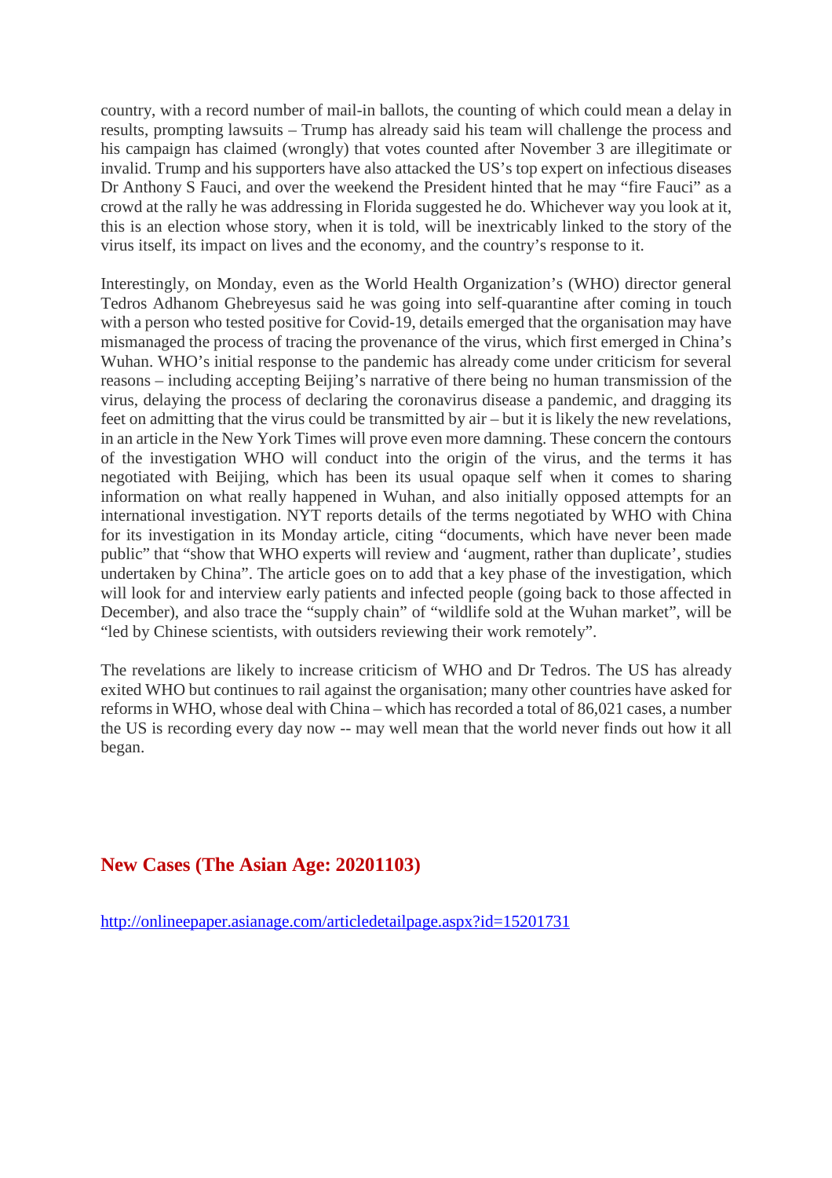country, with a record number of mail-in ballots, the counting of which could mean a delay in results, prompting lawsuits – Trump has already said his team will challenge the process and his campaign has claimed (wrongly) that votes counted after November 3 are illegitimate or invalid. Trump and his supporters have also attacked the US's top expert on infectious diseases Dr Anthony S Fauci, and over the weekend the President hinted that he may "fire Fauci" as a crowd at the rally he was addressing in Florida suggested he do. Whichever way you look at it, this is an election whose story, when it is told, will be inextricably linked to the story of the virus itself, its impact on lives and the economy, and the country's response to it.

Interestingly, on Monday, even as the World Health Organization's (WHO) director general Tedros Adhanom Ghebreyesus said he was going into self-quarantine after coming in touch with a person who tested positive for Covid-19, details emerged that the organisation may have mismanaged the process of tracing the provenance of the virus, which first emerged in China's Wuhan. WHO's initial response to the pandemic has already come under criticism for several reasons – including accepting Beijing's narrative of there being no human transmission of the virus, delaying the process of declaring the coronavirus disease a pandemic, and dragging its feet on admitting that the virus could be transmitted by air – but it is likely the new revelations, in an article in the New York Times will prove even more damning. These concern the contours of the investigation WHO will conduct into the origin of the virus, and the terms it has negotiated with Beijing, which has been its usual opaque self when it comes to sharing information on what really happened in Wuhan, and also initially opposed attempts for an international investigation. NYT reports details of the terms negotiated by WHO with China for its investigation in its Monday article, citing "documents, which have never been made public" that "show that WHO experts will review and 'augment, rather than duplicate', studies undertaken by China". The article goes on to add that a key phase of the investigation, which will look for and interview early patients and infected people (going back to those affected in December), and also trace the "supply chain" of "wildlife sold at the Wuhan market", will be "led by Chinese scientists, with outsiders reviewing their work remotely".

The revelations are likely to increase criticism of WHO and Dr Tedros. The US has already exited WHO but continues to rail against the organisation; many other countries have asked for reforms in WHO, whose deal with China – which has recorded a total of 86,021 cases, a number the US is recording every day now -- may well mean that the world never finds out how it all began.

## New Cases (The Asian Age: 20201103)

http://onlineepaper.asianage.com/articledetailpage.aspx?id=15201731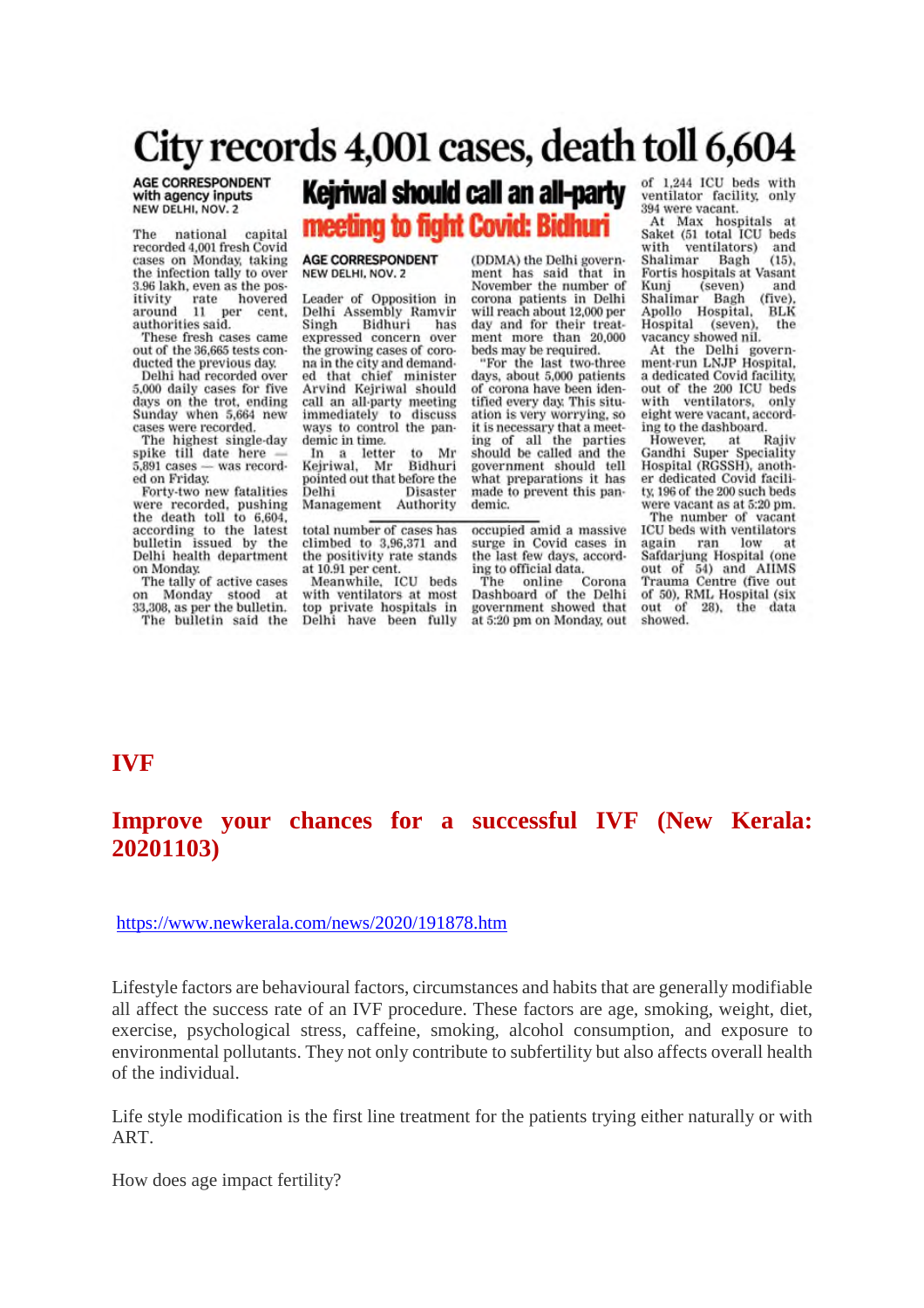# City records 4,001 cases, death toll 6,604

AGE CORRESPONDENT
with agency inputs
NEW DELHI, NOV. 2

The national capital recorded 4,001 fresh Covid cases on Monday, taking the infection tally to over 3.96 lakh, even as the positivity rate hovered around 11 per cent, authorities said.

These fresh cases came out of the 36,665 tests conducted the previous day.

Delhi had recorded over 5,000 daily cases for five days on the trot, ending Sunday when 5,664 new cases were recorded.

The highest single-day spike till date here — 5,891 cases — was recorded on Friday.

Forty-two new fatalities were recorded, pushing the death toll to 6,604, according to the latest bulletin issued by the Delhi health department on Monday.

The tally of active cases on Monday stood at 33,308, as per the bulletin.

The bulletin said the total number of cases has climbed to 3,96,371 and the positivity rate stands at 10.91 per cent.

Meanwhile, ICU beds with ventilators at most top private hospitals in Delhi have been fully occupied amid a massive surge in Covid cases in the last few days, according to official data.

The online Corona Dashboard of the Delhi government showed that at 5:20 pm on Monday, out of 1,244 ICU beds with ventilator facility, only 394 were vacant.

At Max hospitals at Saket (51 total ICU beds with ventilators) and Shalimar Bagh (15), Fortis hospitals at Vasant Kunj (seven) and Shalimar Bagh (five), Apollo Hospital, BLK Hospital (seven), the vacancy showed nil.

At the Delhi government-run LNJP Hospital, a dedicated Covid facility, out of the 200 ICU beds with ventilators, only eight were vacant, according to the dashboard.

However, at Rajiv Gandhi Super Speciality Hospital (RGSSH), another dedicated Covid facility, 196 of the 200 such beds were vacant as at 5:20 pm.

The number of vacant ICU beds with ventilators again ran low at Safdarjung Hospital (one out of 54) and AIIMS Trauma Centre (five out of 50), RML Hospital (six out of 28), the data showed.

## Kejriwal should call an all-party meeting to fight Covid: Bidhuri

AGE CORRESPONDENT
NEW DELHI, NOV. 2

Leader of Opposition in Delhi Assembly Ramvir Singh Bidhuri has expressed concern over the growing cases of corona in the city and demanded that chief minister Arvind Kejriwal should call an all-party meeting immediately to discuss ways to control the pandemic in time.

In a letter to Mr Kejriwal, Mr Bidhuri pointed out that before the Delhi Disaster Management Authority (DDMA) the Delhi government has said that in November the number of corona patients in Delhi will reach about 12,000 per day and for their treatment more than 20,000 beds may be required.

"For the last two-three days, about 5,000 patients of corona have been identified every day. This situation is very worrying, so it is necessary that a meeting of all the parties should be called and the government should tell what preparations it has made to prevent this pandemic.

# IVF

## Improve your chances for a successful IVF (New Kerala: 20201103)

https://www.newkerala.com/news/2020/191878.htm

Lifestyle factors are behavioural factors, circumstances and habits that are generally modifiable all affect the success rate of an IVF procedure. These factors are age, smoking, weight, diet, exercise, psychological stress, caffeine, smoking, alcohol consumption, and exposure to environmental pollutants. They not only contribute to subfertility but also affects overall health of the individual.

Life style modification is the first line treatment for the patients trying either naturally or with ART.

How does age impact fertility?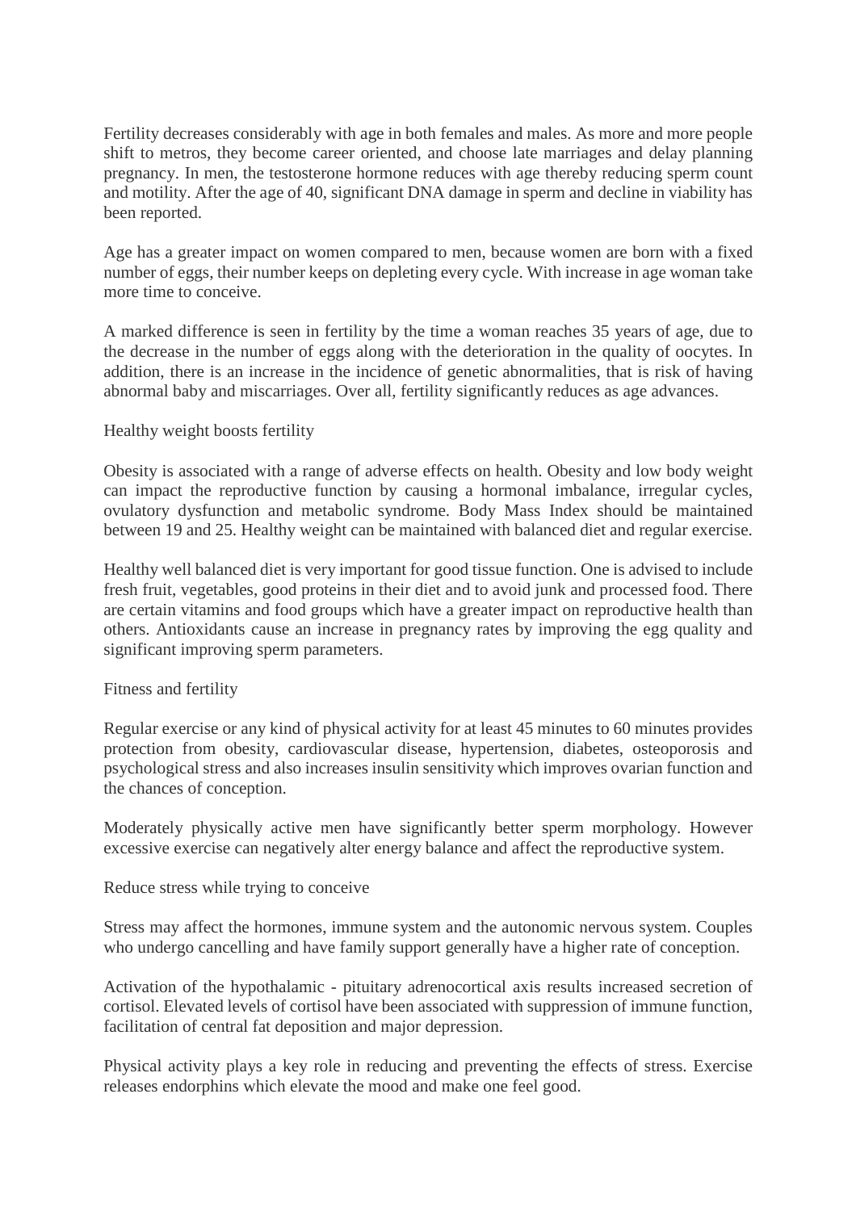Fertility decreases considerably with age in both females and males. As more and more people shift to metros, they become career oriented, and choose late marriages and delay planning pregnancy. In men, the testosterone hormone reduces with age thereby reducing sperm count and motility. After the age of 40, significant DNA damage in sperm and decline in viability has been reported.

Age has a greater impact on women compared to men, because women are born with a fixed number of eggs, their number keeps on depleting every cycle. With increase in age woman take more time to conceive.

A marked difference is seen in fertility by the time a woman reaches 35 years of age, due to the decrease in the number of eggs along with the deterioration in the quality of oocytes. In addition, there is an increase in the incidence of genetic abnormalities, that is risk of having abnormal baby and miscarriages. Over all, fertility significantly reduces as age advances.

## Healthy weight boosts fertility

Obesity is associated with a range of adverse effects on health. Obesity and low body weight can impact the reproductive function by causing a hormonal imbalance, irregular cycles, ovulatory dysfunction and metabolic syndrome. Body Mass Index should be maintained between 19 and 25. Healthy weight can be maintained with balanced diet and regular exercise.

Healthy well balanced diet is very important for good tissue function. One is advised to include fresh fruit, vegetables, good proteins in their diet and to avoid junk and processed food. There are certain vitamins and food groups which have a greater impact on reproductive health than others. Antioxidants cause an increase in pregnancy rates by improving the egg quality and significant improving sperm parameters.

## Fitness and fertility

Regular exercise or any kind of physical activity for at least 45 minutes to 60 minutes provides protection from obesity, cardiovascular disease, hypertension, diabetes, osteoporosis and psychological stress and also increases insulin sensitivity which improves ovarian function and the chances of conception.

Moderately physically active men have significantly better sperm morphology. However excessive exercise can negatively alter energy balance and affect the reproductive system.

## Reduce stress while trying to conceive

Stress may affect the hormones, immune system and the autonomic nervous system. Couples who undergo cancelling and have family support generally have a higher rate of conception.

Activation of the hypothalamic - pituitary adrenocortical axis results increased secretion of cortisol. Elevated levels of cortisol have been associated with suppression of immune function, facilitation of central fat deposition and major depression.

Physical activity plays a key role in reducing and preventing the effects of stress. Exercise releases endorphins which elevate the mood and make one feel good.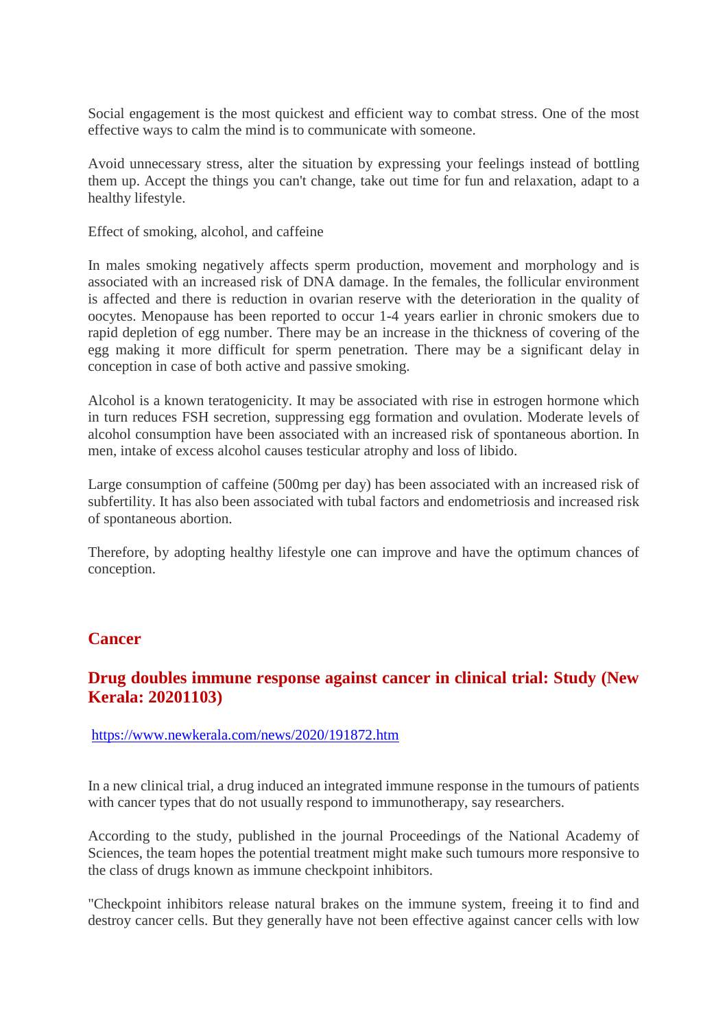Social engagement is the most quickest and efficient way to combat stress. One of the most effective ways to calm the mind is to communicate with someone.

Avoid unnecessary stress, alter the situation by expressing your feelings instead of bottling them up. Accept the things you can't change, take out time for fun and relaxation, adapt to a healthy lifestyle.

Effect of smoking, alcohol, and caffeine

In males smoking negatively affects sperm production, movement and morphology and is associated with an increased risk of DNA damage. In the females, the follicular environment is affected and there is reduction in ovarian reserve with the deterioration in the quality of oocytes. Menopause has been reported to occur 1-4 years earlier in chronic smokers due to rapid depletion of egg number. There may be an increase in the thickness of covering of the egg making it more difficult for sperm penetration. There may be a significant delay in conception in case of both active and passive smoking.

Alcohol is a known teratogenicity. It may be associated with rise in estrogen hormone which in turn reduces FSH secretion, suppressing egg formation and ovulation. Moderate levels of alcohol consumption have been associated with an increased risk of spontaneous abortion. In men, intake of excess alcohol causes testicular atrophy and loss of libido.

Large consumption of caffeine (500mg per day) has been associated with an increased risk of subfertility. It has also been associated with tubal factors and endometriosis and increased risk of spontaneous abortion.

Therefore, by adopting healthy lifestyle one can improve and have the optimum chances of conception.

## Cancer

### Drug doubles immune response against cancer in clinical trial: Study (New Kerala: 20201103)

https://www.newkerala.com/news/2020/191872.htm

In a new clinical trial, a drug induced an integrated immune response in the tumours of patients with cancer types that do not usually respond to immunotherapy, say researchers.

According to the study, published in the journal Proceedings of the National Academy of Sciences, the team hopes the potential treatment might make such tumours more responsive to the class of drugs known as immune checkpoint inhibitors.

"Checkpoint inhibitors release natural brakes on the immune system, freeing it to find and destroy cancer cells. But they generally have not been effective against cancer cells with low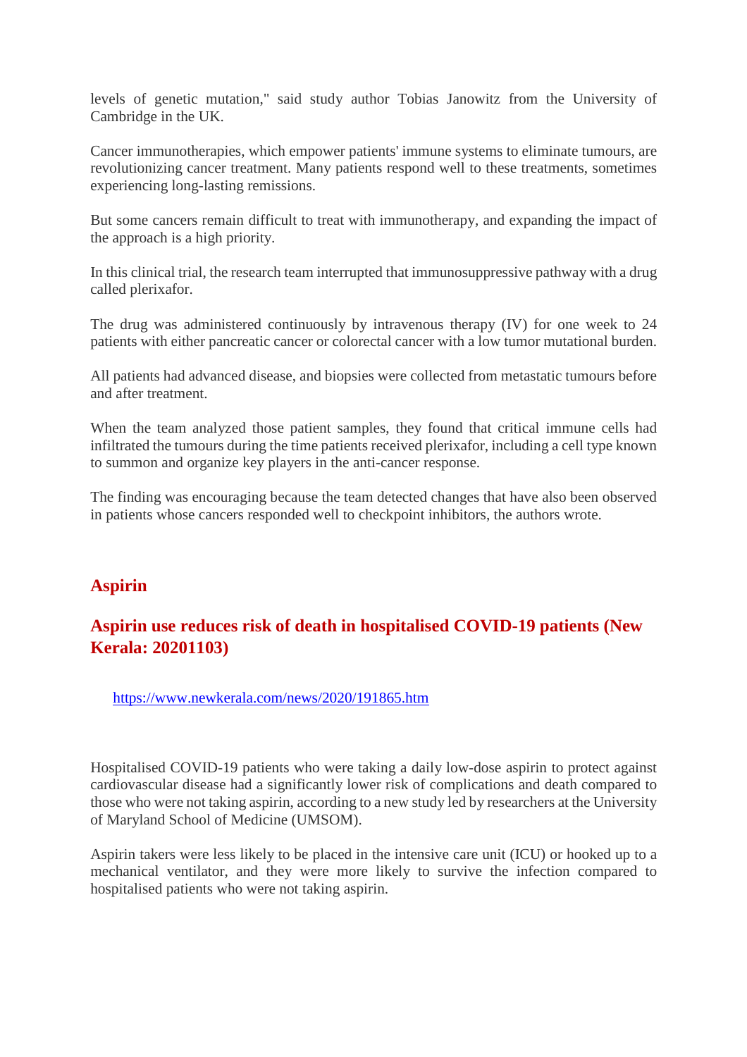levels of genetic mutation," said study author Tobias Janowitz from the University of Cambridge in the UK.

Cancer immunotherapies, which empower patients' immune systems to eliminate tumours, are revolutionizing cancer treatment. Many patients respond well to these treatments, sometimes experiencing long-lasting remissions.

But some cancers remain difficult to treat with immunotherapy, and expanding the impact of the approach is a high priority.

In this clinical trial, the research team interrupted that immunosuppressive pathway with a drug called plerixafor.

The drug was administered continuously by intravenous therapy (IV) for one week to 24 patients with either pancreatic cancer or colorectal cancer with a low tumor mutational burden.

All patients had advanced disease, and biopsies were collected from metastatic tumours before and after treatment.

When the team analyzed those patient samples, they found that critical immune cells had infiltrated the tumours during the time patients received plerixafor, including a cell type known to summon and organize key players in the anti-cancer response.

The finding was encouraging because the team detected changes that have also been observed in patients whose cancers responded well to checkpoint inhibitors, the authors wrote.

## Aspirin

### Aspirin use reduces risk of death in hospitalised COVID-19 patients (New Kerala: 20201103)

https://www.newkerala.com/news/2020/191865.htm

Hospitalised COVID-19 patients who were taking a daily low-dose aspirin to protect against cardiovascular disease had a significantly lower risk of complications and death compared to those who were not taking aspirin, according to a new study led by researchers at the University of Maryland School of Medicine (UMSOM).

Aspirin takers were less likely to be placed in the intensive care unit (ICU) or hooked up to a mechanical ventilator, and they were more likely to survive the infection compared to hospitalised patients who were not taking aspirin.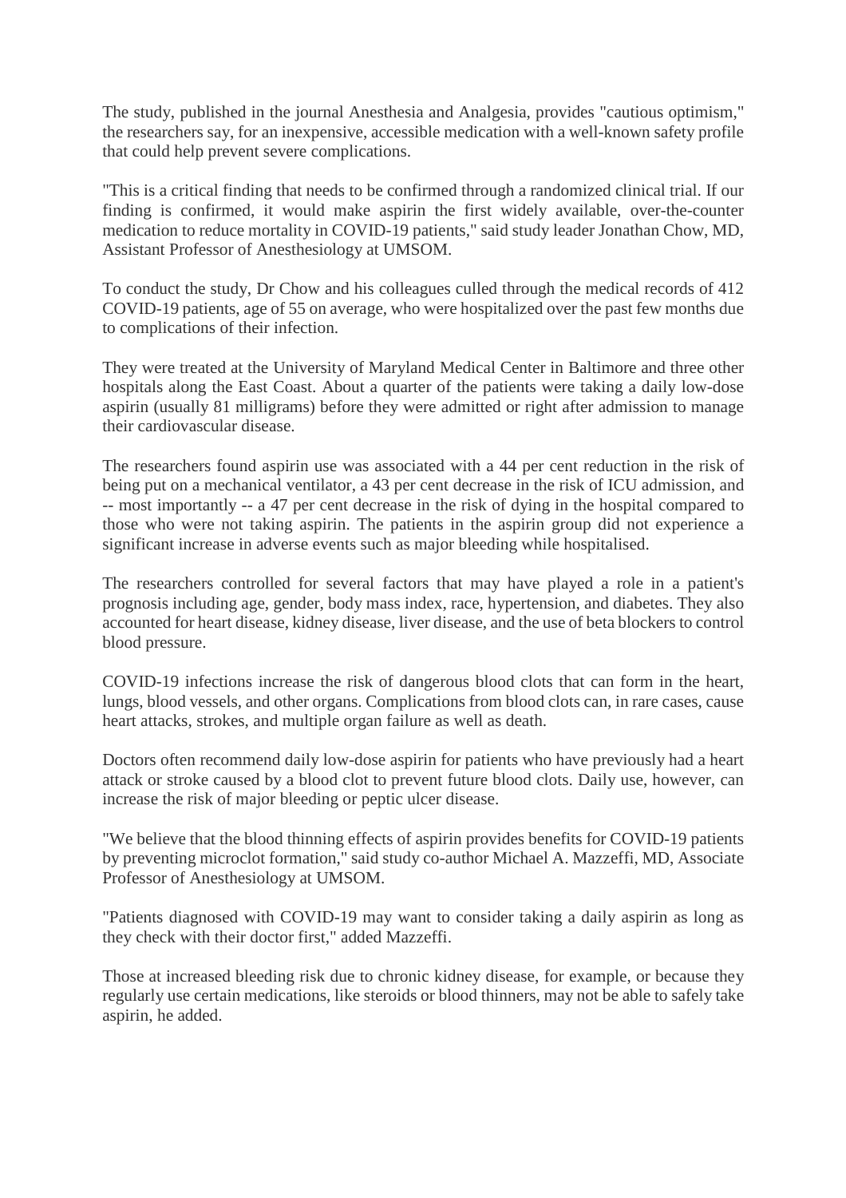The study, published in the journal Anesthesia and Analgesia, provides "cautious optimism," the researchers say, for an inexpensive, accessible medication with a well-known safety profile that could help prevent severe complications.

"This is a critical finding that needs to be confirmed through a randomized clinical trial. If our finding is confirmed, it would make aspirin the first widely available, over-the-counter medication to reduce mortality in COVID-19 patients," said study leader Jonathan Chow, MD, Assistant Professor of Anesthesiology at UMSOM.

To conduct the study, Dr Chow and his colleagues culled through the medical records of 412 COVID-19 patients, age of 55 on average, who were hospitalized over the past few months due to complications of their infection.

They were treated at the University of Maryland Medical Center in Baltimore and three other hospitals along the East Coast. About a quarter of the patients were taking a daily low-dose aspirin (usually 81 milligrams) before they were admitted or right after admission to manage their cardiovascular disease.

The researchers found aspirin use was associated with a 44 per cent reduction in the risk of being put on a mechanical ventilator, a 43 per cent decrease in the risk of ICU admission, and -- most importantly -- a 47 per cent decrease in the risk of dying in the hospital compared to those who were not taking aspirin. The patients in the aspirin group did not experience a significant increase in adverse events such as major bleeding while hospitalised.

The researchers controlled for several factors that may have played a role in a patient's prognosis including age, gender, body mass index, race, hypertension, and diabetes. They also accounted for heart disease, kidney disease, liver disease, and the use of beta blockers to control blood pressure.

COVID-19 infections increase the risk of dangerous blood clots that can form in the heart, lungs, blood vessels, and other organs. Complications from blood clots can, in rare cases, cause heart attacks, strokes, and multiple organ failure as well as death.

Doctors often recommend daily low-dose aspirin for patients who have previously had a heart attack or stroke caused by a blood clot to prevent future blood clots. Daily use, however, can increase the risk of major bleeding or peptic ulcer disease.

"We believe that the blood thinning effects of aspirin provides benefits for COVID-19 patients by preventing microclot formation," said study co-author Michael A. Mazzeffi, MD, Associate Professor of Anesthesiology at UMSOM.

"Patients diagnosed with COVID-19 may want to consider taking a daily aspirin as long as they check with their doctor first," added Mazzeffi.

Those at increased bleeding risk due to chronic kidney disease, for example, or because they regularly use certain medications, like steroids or blood thinners, may not be able to safely take aspirin, he added.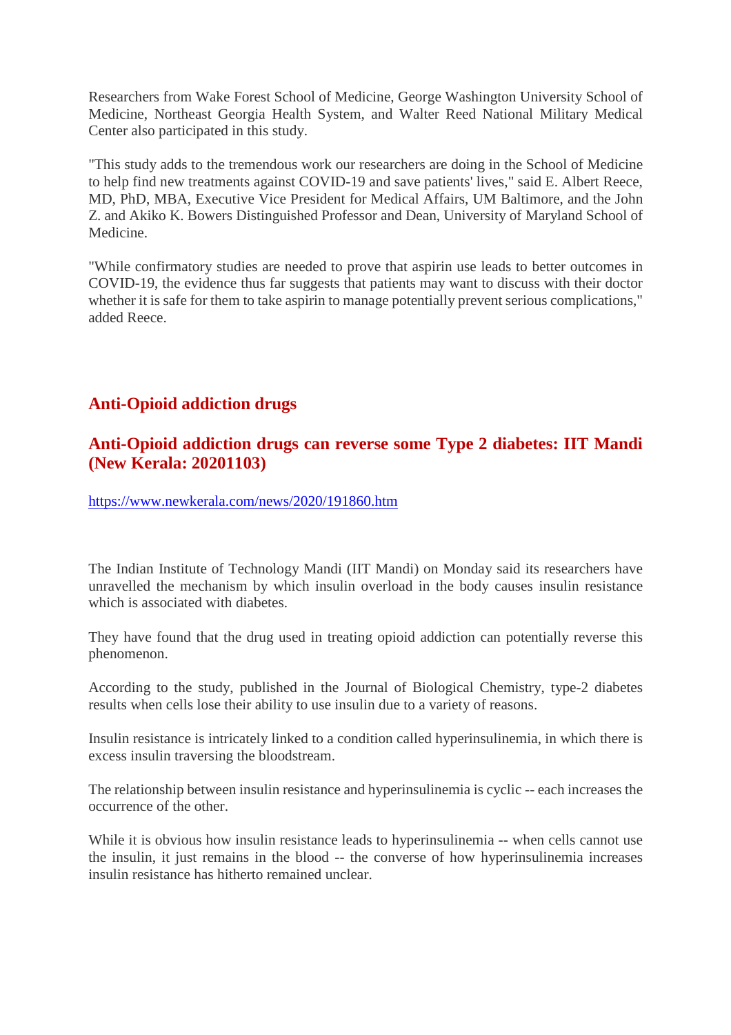Researchers from Wake Forest School of Medicine, George Washington University School of Medicine, Northeast Georgia Health System, and Walter Reed National Military Medical Center also participated in this study.

"This study adds to the tremendous work our researchers are doing in the School of Medicine to help find new treatments against COVID-19 and save patients' lives," said E. Albert Reece, MD, PhD, MBA, Executive Vice President for Medical Affairs, UM Baltimore, and the John Z. and Akiko K. Bowers Distinguished Professor and Dean, University of Maryland School of Medicine.

"While confirmatory studies are needed to prove that aspirin use leads to better outcomes in COVID-19, the evidence thus far suggests that patients may want to discuss with their doctor whether it is safe for them to take aspirin to manage potentially prevent serious complications," added Reece.

## Anti-Opioid addiction drugs

### Anti-Opioid addiction drugs can reverse some Type 2 diabetes: IIT Mandi (New Kerala: 20201103)

https://www.newkerala.com/news/2020/191860.htm

The Indian Institute of Technology Mandi (IIT Mandi) on Monday said its researchers have unravelled the mechanism by which insulin overload in the body causes insulin resistance which is associated with diabetes.

They have found that the drug used in treating opioid addiction can potentially reverse this phenomenon.

According to the study, published in the Journal of Biological Chemistry, type-2 diabetes results when cells lose their ability to use insulin due to a variety of reasons.

Insulin resistance is intricately linked to a condition called hyperinsulinemia, in which there is excess insulin traversing the bloodstream.

The relationship between insulin resistance and hyperinsulinemia is cyclic -- each increases the occurrence of the other.

While it is obvious how insulin resistance leads to hyperinsulinemia -- when cells cannot use the insulin, it just remains in the blood -- the converse of how hyperinsulinemia increases insulin resistance has hitherto remained unclear.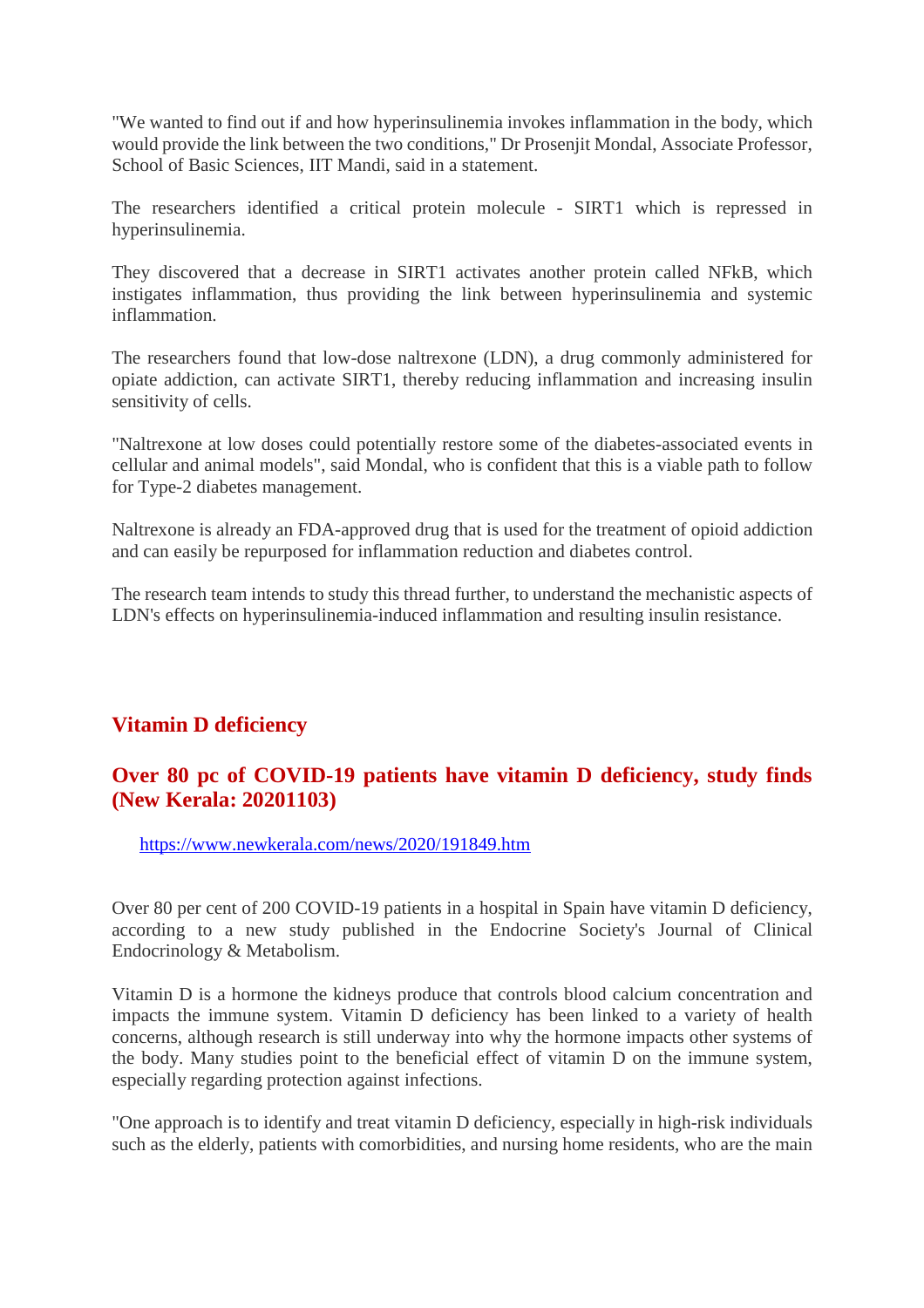"We wanted to find out if and how hyperinsulinemia invokes inflammation in the body, which would provide the link between the two conditions," Dr Prosenjit Mondal, Associate Professor, School of Basic Sciences, IIT Mandi, said in a statement.

The researchers identified a critical protein molecule - SIRT1 which is repressed in hyperinsulinemia.

They discovered that a decrease in SIRT1 activates another protein called NFkB, which instigates inflammation, thus providing the link between hyperinsulinemia and systemic inflammation.

The researchers found that low-dose naltrexone (LDN), a drug commonly administered for opiate addiction, can activate SIRT1, thereby reducing inflammation and increasing insulin sensitivity of cells.

"Naltrexone at low doses could potentially restore some of the diabetes-associated events in cellular and animal models", said Mondal, who is confident that this is a viable path to follow for Type-2 diabetes management.

Naltrexone is already an FDA-approved drug that is used for the treatment of opioid addiction and can easily be repurposed for inflammation reduction and diabetes control.

The research team intends to study this thread further, to understand the mechanistic aspects of LDN's effects on hyperinsulinemia-induced inflammation and resulting insulin resistance.

## Vitamin D deficiency

### Over 80 pc of COVID-19 patients have vitamin D deficiency, study finds (New Kerala: 20201103)

https://www.newkerala.com/news/2020/191849.htm

Over 80 per cent of 200 COVID-19 patients in a hospital in Spain have vitamin D deficiency, according to a new study published in the Endocrine Society's Journal of Clinical Endocrinology & Metabolism.

Vitamin D is a hormone the kidneys produce that controls blood calcium concentration and impacts the immune system. Vitamin D deficiency has been linked to a variety of health concerns, although research is still underway into why the hormone impacts other systems of the body. Many studies point to the beneficial effect of vitamin D on the immune system, especially regarding protection against infections.

"One approach is to identify and treat vitamin D deficiency, especially in high-risk individuals such as the elderly, patients with comorbidities, and nursing home residents, who are the main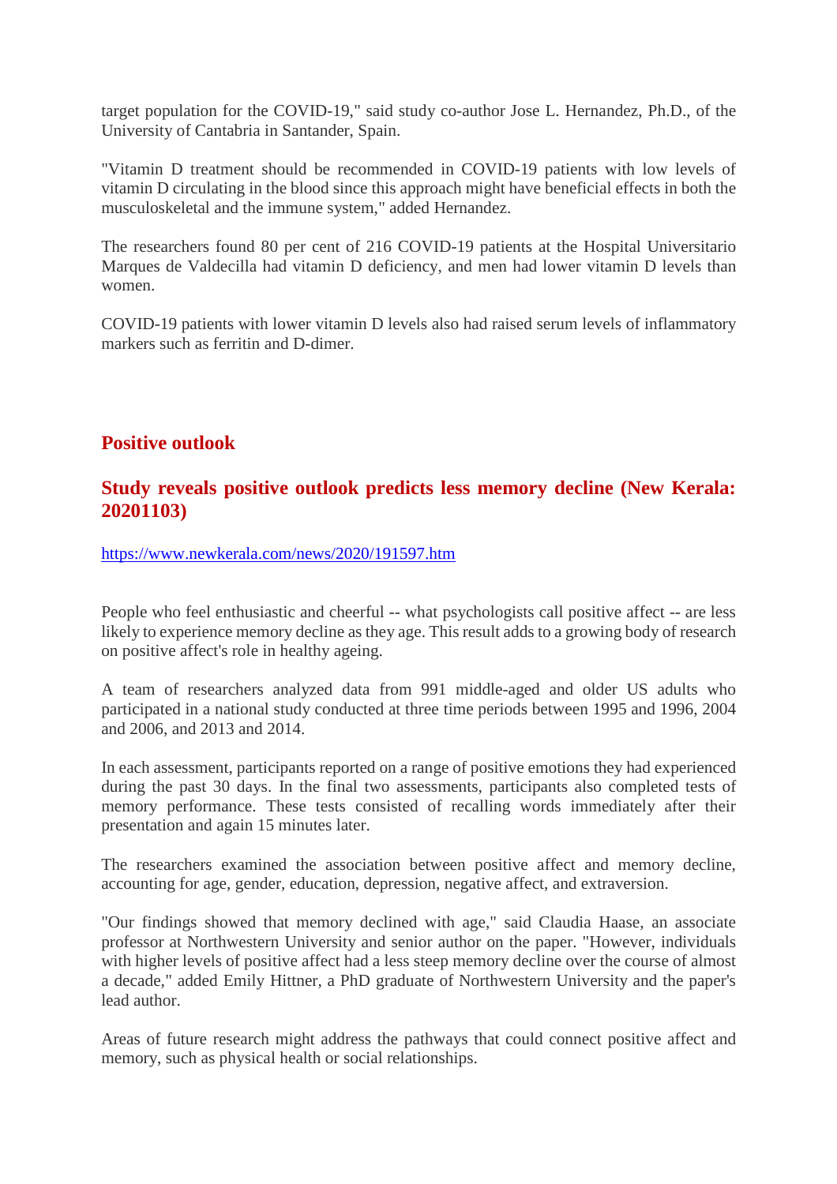target population for the COVID-19," said study co-author Jose L. Hernandez, Ph.D., of the University of Cantabria in Santander, Spain.

"Vitamin D treatment should be recommended in COVID-19 patients with low levels of vitamin D circulating in the blood since this approach might have beneficial effects in both the musculoskeletal and the immune system," added Hernandez.

The researchers found 80 per cent of 216 COVID-19 patients at the Hospital Universitario Marques de Valdecilla had vitamin D deficiency, and men had lower vitamin D levels than women.

COVID-19 patients with lower vitamin D levels also had raised serum levels of inflammatory markers such as ferritin and D-dimer.

## Positive outlook

## Study reveals positive outlook predicts less memory decline (New Kerala: 20201103)

https://www.newkerala.com/news/2020/191597.htm

People who feel enthusiastic and cheerful -- what psychologists call positive affect -- are less likely to experience memory decline as they age. This result adds to a growing body of research on positive affect's role in healthy ageing.

A team of researchers analyzed data from 991 middle-aged and older US adults who participated in a national study conducted at three time periods between 1995 and 1996, 2004 and 2006, and 2013 and 2014.

In each assessment, participants reported on a range of positive emotions they had experienced during the past 30 days. In the final two assessments, participants also completed tests of memory performance. These tests consisted of recalling words immediately after their presentation and again 15 minutes later.

The researchers examined the association between positive affect and memory decline, accounting for age, gender, education, depression, negative affect, and extraversion.

"Our findings showed that memory declined with age," said Claudia Haase, an associate professor at Northwestern University and senior author on the paper. "However, individuals with higher levels of positive affect had a less steep memory decline over the course of almost a decade," added Emily Hittner, a PhD graduate of Northwestern University and the paper's lead author.

Areas of future research might address the pathways that could connect positive affect and memory, such as physical health or social relationships.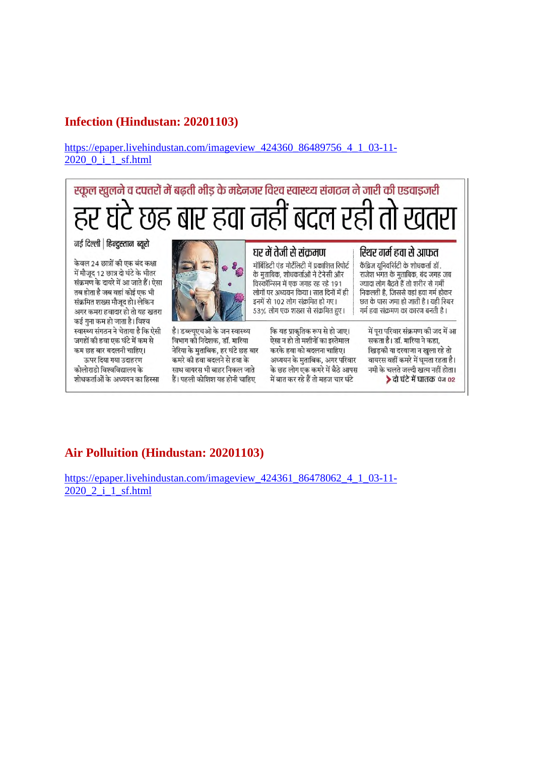## Infection (Hindustan: 20201103)

https://epaper.livehindustan.com/imageview_424360_86489756_4_1_03-11-2020_0_i_1_sf.html

### स्कूल खुलने व दफ्तरों में बढ़ती भीड़ के मद्देनजर विश्व स्वास्थ्य संगठन ने जारी की एडवाइजरी

# हर घंटे छह बार हवा नहीं बदल रही तो खतरा

नई दिल्ली | हिन्दुस्तान ब्यूरो

केवल 24 छात्रों की एक बंद कक्षा में मौजूद 12 छात्र दो घंटे के भीतर संक्रमण के दायरे में आ जाते हैं। ऐसा तब होता है जब वहां कोई एक भी संक्रमित शख्स मौजूद हो। लेकिन अगर कमरा हवादार हो तो यह खतरा कई गुना कम हो जाता है। विश्व स्वास्थ्य संगठन ने चेताया है कि ऐसी जगहों की हवा एक घंटे में कम से कम छह बार बदलनी चाहिए।

ऊपर दिया गया उदाहरण कोलोराडो विश्वविद्यालय के शोधकर्ताओं के अध्ययन का हिस्सा है। डब्ल्यूएचओ के जन स्वास्थ्य विभाग की निदेशक, डॉ. मारिया नेरिया के मुताबिक, हर घंटे छह बार कमरे की हवा बदलने से हवा के साथ वायरस भी बाहर निकल जाते हैं। पहली कोशिश यह होनी चाहिए कि यह प्राकृतिक रूप से हो जाए। ऐसा न हो तो मशीनों का इस्तेमाल करके हवा को बदलना चाहिए। अध्ययन के मुताबिक, अगर परिवार के छह लोग एक कमरे में बैठे आपस में बात कर रहे हैं तो महज चार घंटे में पूरा परिवार संक्रमण की जद में आ सकता है। डॉ. मारिया ने कहा, खिड़की या दरवाजा न खुला रहे तो वायरस वहीं कमरे में घूमता रहता है। नमी के चलते जल्दी खत्म नहीं होता।

**दो घंटे में घातक** पेज 02

### घर में तेजी से संक्रमण

मॉर्बिडिटी एंड मोर्टेलिटी में प्रकाशित रिपोर्ट के मुताबिक, शोधकर्ताओं ने टेनेसी और विस्कॉन्सिन में एक जगह रह रहे 191 लोगों पर अध्ययन किया। सात दिनों में ही इनमें से 102 लोग संक्रमित हो गए। 53% लोग एक शख्स से संक्रमित हुए।

### स्थिर गर्म हवा से आफत

कैंब्रिज यूनिवर्सिटी के शोधकर्ता डॉ. राजेश भगत के मुताबिक, बंद जगह जब ज्यादा लोग बैठते हैं तो शरीर से गर्मी निकलती है, जिससे वहां हवा गर्म होकर छत के पास जमा हो जाती है। यही स्थिर गर्म हवा संक्रमण का कारण बनती है।

## Air Polluition (Hindustan: 20201103)

https://epaper.livehindustan.com/imageview_424361_86478062_4_1_03-11-2020_2_i_1_sf.html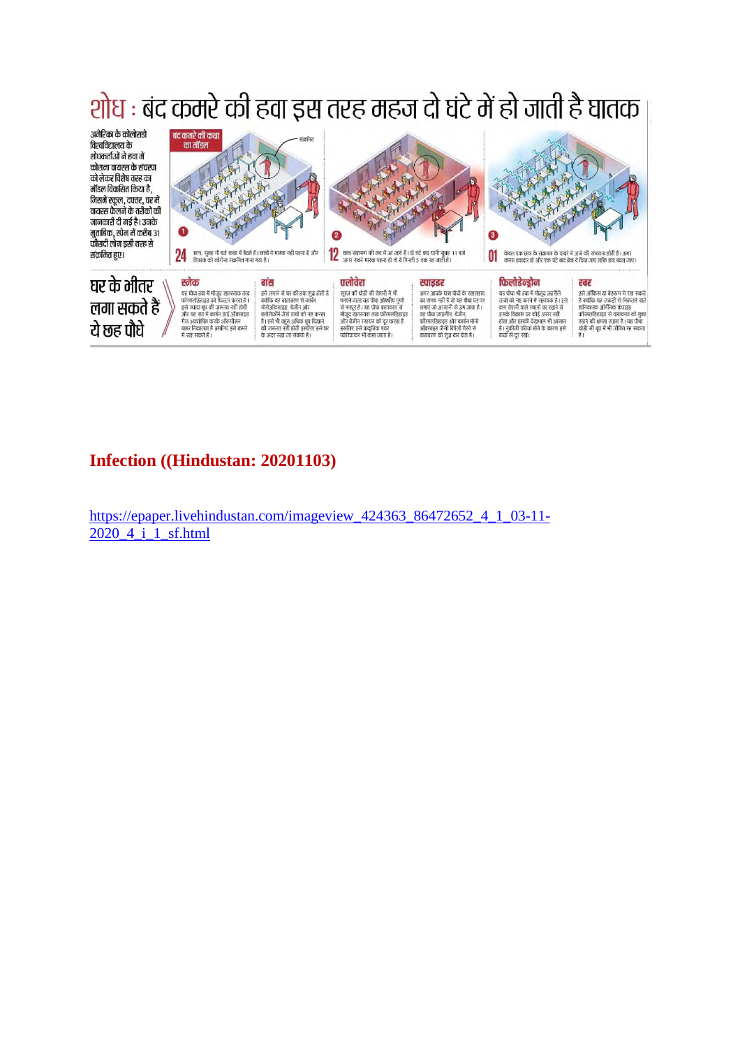# शोध : बंद कमरे की हवा इस तरह महज दो घंटे में हो जाती है घातक

अमेरिका के कोलोराडो विश्वविद्यालय के शोधकर्ताओं ने हवा में कोरोना वायरस के संचरण को लेकर विशेष तरह का मॉडल विकसित किया है, जिसमें स्कूल, दफ्तर, घर में वायरस फैलने के तरीकों की जानकारी दी गई है। उनके मुताबिक, स्पेन में करीब 31 फीसदी लोग इसी तरह से संक्रमित हुए।

**बंद कमरे की कक्षा का मॉडल**

संक्रमित

1. **24** छात्र, सुबह नौ बजे कक्षा में बैठते हैं। छात्रों ने मास्क नहीं पहना है और शिक्षक को कोरोना संक्रमित माना गया है।
2. **12** छात्र संक्रमण की जद में आ जाते हैं। दो घंटे बाद यानी सुबह 11 बजे अगर सबने मास्क पहना हो तो ये गिनती 5 तक रह जाती है।
3. **01** केवल एक छात्र के संक्रमण के दायरे में आने की संभावना होती है। अगर कमरा हवादार हो और एक घंटे बाद ब्रेक दे दिया जाए ताकि हवा बदल जाए।

## घर के भीतर लगा सकते हैं ये छह पौधे

**स्नेक**
यह पौधा हवा में मौजूद खतरनाक तत्व फॉर्मेल्डिहाइड को फिल्टर करता है। इसे ज्यादा धूप की जरूरत नहीं होती और यह रात में कार्बन डाई ऑक्साइड गैस अवशोषित करके ऑक्सीजन बाहर निकालता है इसलिए इसे कमरे में रख सकते हैं।

**बांस**
इसे लगाने से घर की हवा शुद्ध होती है क्योंकि यह वातावरण से कार्बन मोनोऑक्साइड, बेंजीन और क्लोरोफॉर्म जैसे तत्वों को नष्ट करता है। इसे भी बहुत अधिक धूप दिखाने की जरूरत नहीं होती इसलिए इसे घर के अंदर रखा जा सकता है।

**एलोवेरा**
सूरज की थोड़ी सी रोशनी में भी पनपने वाला यह पौधा औषधीय गुणों से भरपूर है। यह पौधा वातावरण से मौजूद खतरनाक तत्व फॉर्मेल्डिहाइड और बेंजीन रसायन को दूर करता है इसलिए इसे प्राकृतिक एयर प्यूरिफायर भी कहा जाता है।

**स्पाइडर**
अगर आपके पास पौधों के रखरखाव का समय नहीं है तो यह पौधा घर पर लगाएं जो आसानी से उग जाता है। यह पौधा जाइलीन, बेंजीन, फॉर्मेल्डिहाइड और कार्बन मोनो ऑक्साइड जैसी विषैली गैसों से वातावरण को शुद्ध कर देता है।

**फिलोडेन्ड्रोन**
यह पौधा भी हवा में मौजूद जहरीले तत्वों को नष्ट करने में सहायक है। इसे कम रोशनी वाले स्थानों पर रखने से इसके विकास पर कोई असर नहीं होता और इसकी देखभाल भी आसान है। नुकीली पत्तियां होने के कारण इसे बच्चों से दूर रखें।

**रबर**
इसे ऑफिस या बेडरूम में रख सकते हैं क्योंकि यह लकड़ी से निकलने वाले हानिकारक ऑर्गेनिक कंपाउंड फॉर्मेल्डिहाइड से वातावरण को मुक्त रखने की क्षमता रखता है। यह पौधा थोड़ी सी धूप में भी जीवित रह सकता है।

**Infection ((Hindustan: 20201103)**

https://epaper.livehindustan.com/imageview_424363_86472652_4_1_03-11-2020_4_i_1_sf.html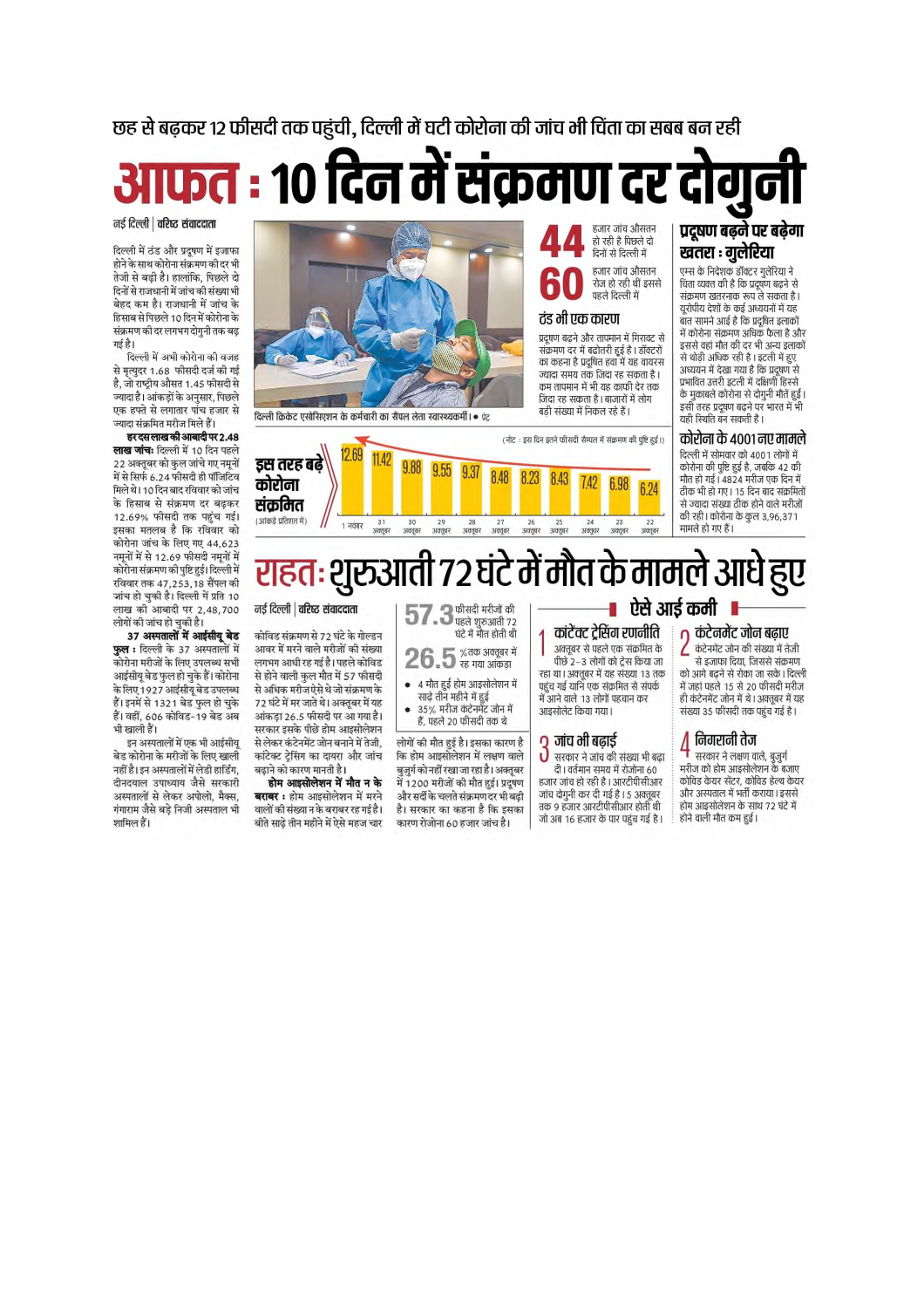छह से बढ़कर 12 फीसदी तक पहुंची, दिल्ली में घटी कोरोना की जांच भी चिंता का सबब बन रही

# आफत : 10 दिन में संक्रमण दर दोगुनी

**नई दिल्ली | वरिष्ठ संवाददाता**

दिल्ली में ठंड और प्रदूषण में इजाफा होने के साथ कोरोना संक्रमण की दर भी तेजी से बढ़ी है। हालांकि, पिछले दो दिनों से राजधानी में जांच की संख्या भी बेहद कम है। राजधानी में जांच के हिसाब से पिछले 10 दिन में कोरोना के संक्रमण की दर लगभग दोगुनी तक बढ़ गई है।

दिल्ली में अभी कोरोना की वजह से मृत्युदर 1.68 फीसदी दर्ज की गई है, जो राष्ट्रीय औसत 1.45 फीसदी से ज्यादा है। आंकड़ों के अनुसार, पिछले एक हफ्ते से लगातार पांच हजार से ज्यादा संक्रमित मरीज मिले हैं।

**हर दस लाख की आबादी पर 2.48 लाख जांचः** दिल्ली में 10 दिन पहले 22 अक्तूबर को कुल जांचे गए नमूनों में से सिर्फ 6.24 फीसदी ही पॉजिटिव मिले थे। 10 दिन बाद रविवार को जांच के हिसाब से संक्रमण दर बढ़कर 12.69% फीसदी तक पहुंच गई। इसका मतलब है कि रविवार को कोरोना जांच के लिए गए 44,623 नमूनों में से 12.69 फीसदी नमूनों में कोरोना संक्रमण की पुष्टि हुई। दिल्ली में रविवार तक 47,253,18 सैंपल की जांच हो चुकी है। दिल्ली में प्रति 10 लाख की आबादी पर 2,48,700 लोगों की जांच हो चुकी है।

**37 अस्पतालों में आईसीयू बेड फुल :** दिल्ली के 37 अस्पतालों में कोरोना मरीजों के लिए उपलब्ध सभी आईसीयू बेड फुल हो चुके हैं। कोरोना के लिए 1927 आईसीयू बेड उपलब्ध हैं। इनमें से 1321 बेड फुल हो चुके हैं। वहीं, 606 कोविड-19 बेड अब भी खाली हैं।

इन अस्पतालों में एक भी आईसीयू बेड कोरोना के मरीजों के लिए खाली नहीं है। इन अस्पतालों में लेडी हार्डिंग, दीनदयाल उपाध्याय जैसे सरकारी अस्पतालों से लेकर अपोलो, मैक्स, गंगाराम जैसे बड़े निजी अस्पताल भी शामिल हैं।

दिल्ली क्रिकेट एसोसिएशन के कर्मचारी का सैंपल लेता स्वास्थ्यकर्मी। ● प्रेट्र

**44** हजार जांच औसतन हो रही है पिछले दो दिनों से दिल्ली में

**60** हजार जांच औसतन रोज हो रही थीं इससे पहले दिल्ली में

### ठंड भी एक कारण

प्रदूषण बढ़ने और तापमान में गिरावट से संक्रमण दर में बढ़ोतरी हुई है। डॉक्टरों का कहना है प्रदूषित हवा में यह वायरस ज्यादा समय तक जिंदा रह सकता है। कम तापमान में भी यह काफी देर तक जिंदा रह सकता है। बाजारों में लोग बड़ी संख्या में निकल रहे हैं।

### प्रदूषण बढ़ने पर बढ़ेगा खतरा : गुलेरिया

एम्स के निदेशक डॉक्टर गुलेरिया ने चिंता व्यक्त की है कि प्रदूषण बढ़ने से संक्रमण खतरनाक रूप ले सकता है। यूरोपीय देशों के कई अध्ययनों में यह बात सामने आई है कि प्रदूषित इलाकों में कोरोना संक्रमण अधिक फैला है और इससे वहां मौत की दर भी अन्य इलाकों से थोड़ी अधिक रही है। इटली में हुए अध्ययन में देखा गया है कि प्रदूषण से प्रभावित उत्तरी इटली में दक्षिणी हिस्से के मुकाबले कोरोना से दोगुनी मौतें हुईं। इसी तरह प्रदूषण बढ़ने पर भारत में भी यही स्थिति बन सकती है।

### कोरोना के 4001 नए मामले

दिल्ली में सोमवार को 4001 लोगों में कोरोना की पुष्टि हुई है, जबकि 42 की मौत हो गई। 4824 मरीज एक दिन में ठीक भी हो गए। 15 दिन बाद संक्रमितों से ज्यादा संख्या ठीक होने वाले मरीजों की रही। कोरोना के कुल 3,96,371 मामले हो गए हैं।

**इस तरह बढ़े कोरोना संक्रमित**
(आंकड़े प्रतिशत में)

(नोट : इस दिन इतने फीसदी सैंपल में संक्रमण की पुष्टि हुई।)

12.69, 11.42, 9.88, 9.55, 9.37, 8.48, 8.23, 8.43, 7.42, 6.98, 6.24

1 नवंबर, 31 अक्तूबर, 30 अक्तूबर, 29 अक्तूबर, 28 अक्तूबर, 27 अक्तूबर, 26 अक्तूबर, 25 अक्तूबर, 24 अक्तूबर, 23 अक्तूबर, 22 अक्तूबर

# राहत: शुरुआती 72 घंटे में मौत के मामले आधे हुए

**नई दिल्ली | वरिष्ठ संवाददाता**

कोविड संक्रमण से 72 घंटे के गोल्डन आवर में मरने वाले मरीजों की संख्या लगभग आधी रह गई है। पहले कोविड से होने वाली कुल मौत में 57 फीसदी से अधिक मरीज ऐसे थे जो संक्रमण के 72 घंटे में मर जाते थे। अक्तूबर में यह आंकड़ा 26.5 फीसदी पर आ गया है। सरकार इसके पीछे होम आइसोलेशन से लेकर कंटेनमेंट जोन बनाने में तेजी, कॉन्टैक्ट ट्रेसिंग का दायरा और जांच बढ़ाने को कारण मानती है।

**होम आइसोलेशन में मौत न के बराबर :** होम आइसोलेशन में मरने वालों की संख्या न के बराबर रह गई है। बीते साढ़े तीन महीने में ऐसे महज चार लोगों की मौत हुई है। इसका कारण है कि होम आइसोलेशन में लक्षण वाले बुजुर्गों को नहीं रखा जा रहा है। अक्तूबर में 1200 मरीजों की मौत हुई। प्रदूषण और सर्दी के चलते संक्रमण दर भी बढ़ी है। सरकार का कहना है कि इसका कारण रोजाना 60 हजार जांच है।

**57.3** फीसदी मरीजों की पहले शुरुआती 72 घंटे में मौत होती थी

**26.5** % तक अक्तूबर में रह गया आंकड़ा

- 4 मौत हुई होम आइसोलेशन में साढ़े तीन महीने में हुई
- 35% मरीज कंटेनमेंट जोन में हैं, पहले 20 फीसदी तक थे

## ऐसे आई कमी

**1 कॉन्टैक्ट ट्रेसिंग रणनीति**
अक्तूबर से पहले एक संक्रमित के पीछे 2-3 लोगों को ट्रेस किया जा रहा था। अक्तूबर में यह संख्या 13 तक पहुंच गई यानि एक संक्रमित से संपर्क में आने वाले 13 लोगों पहचान कर आइसोलेट किया गया।

**2 कंटेनमेंट जोन बढ़ाए**
कंटेनमेंट जोन की संख्या में तेजी से इजाफा किया, जिससे संक्रमण को आगे बढ़ने से रोका जा सके। दिल्ली में जहां पहले 15 से 20 फीसदी मरीज ही कंटेनमेंट जोन में थे। अक्तूबर में यह संख्या 35 फीसदी तक पहुंच गई है।

**3 जांच भी बढ़ाई**
सरकार ने जांच की संख्या भी बढ़ा दी। वर्तमान समय में रोजाना 60 हजार जांच हो रही है। आरटीपीसीआर जांच दोगुनी कर दी गई है। 5 अक्तूबर तक 9 हजार आरटीपीसीआर होती थी जो अब 16 हजार के पार पहुंच गई है।

**4 निगरानी तेज**
सरकार ने लक्षण वाले, बुजुर्ग मरीज को होम आइसोलेशन के बजाए कोविड केयर सेंटर, कोविड हेल्थ केयर और अस्पताल में भर्ती कराया। इससे होम आइसोलेशन के साथ 72 घंटे में होने वाली मौत कम हुई।